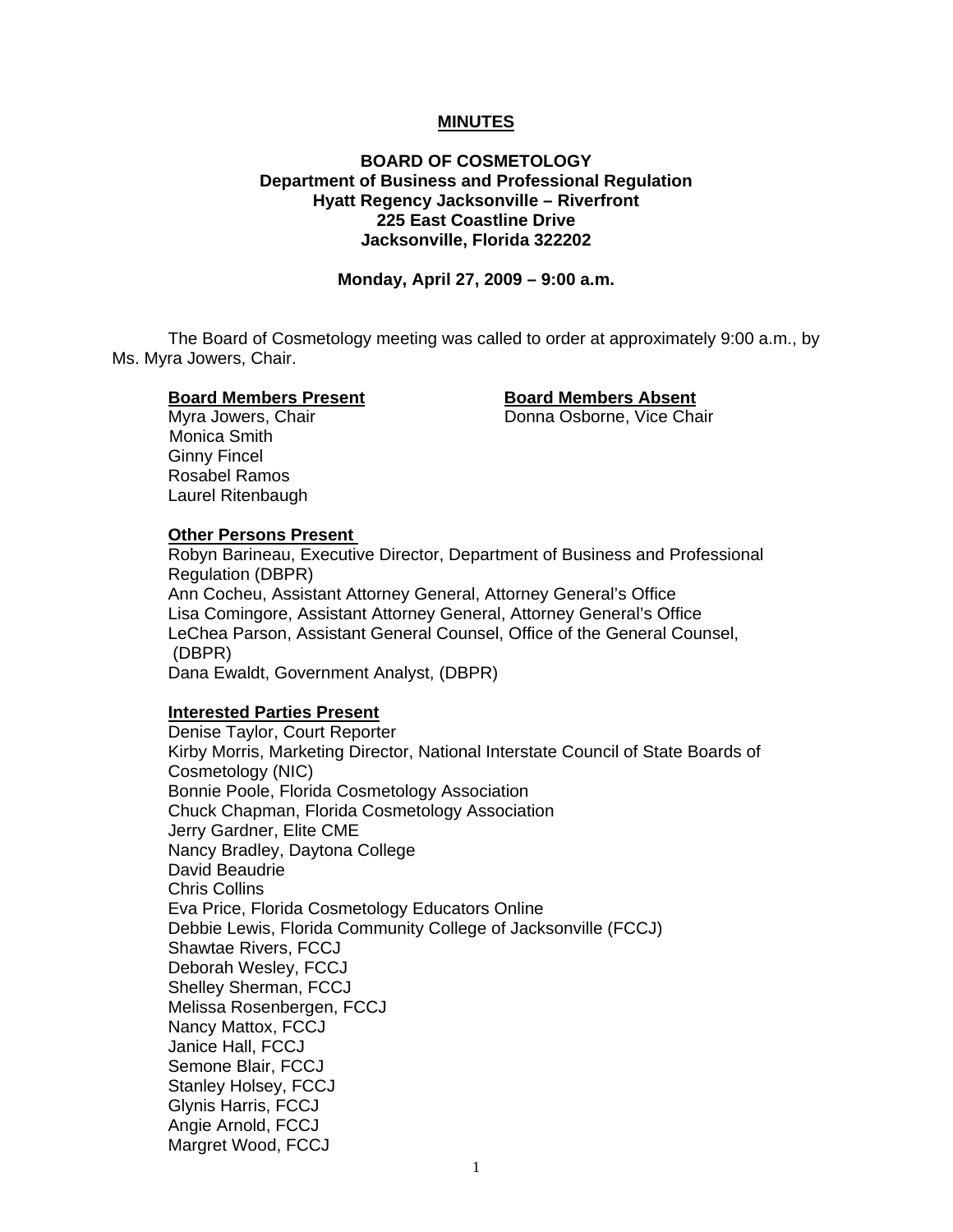# MINUTES

**BOARD OF COSMETOLOGY**
**Department of Business and Professional Regulation**
**Hyatt Regency Jacksonville – Riverfront**
**225 East Coastline Drive**
**Jacksonville, Florida 322202**

**Monday, April 27, 2009 – 9:00 a.m.**

The Board of Cosmetology meeting was called to order at approximately 9:00 a.m., by Ms. Myra Jowers, Chair.

**Board Members Present**
Myra Jowers, Chair
Monica Smith
Ginny Fincel
Rosabel Ramos
Laurel Ritenbaugh

**Board Members Absent**
Donna Osborne, Vice Chair

**Other Persons Present**
Robyn Barineau, Executive Director, Department of Business and Professional Regulation (DBPR)
Ann Cocheu, Assistant Attorney General, Attorney General's Office
Lisa Comingore, Assistant Attorney General, Attorney General's Office
LeChea Parson, Assistant General Counsel, Office of the General Counsel, (DBPR)
Dana Ewaldt, Government Analyst, (DBPR)

**Interested Parties Present**
Denise Taylor, Court Reporter
Kirby Morris, Marketing Director, National Interstate Council of State Boards of Cosmetology (NIC)
Bonnie Poole, Florida Cosmetology Association
Chuck Chapman, Florida Cosmetology Association
Jerry Gardner, Elite CME
Nancy Bradley, Daytona College
David Beaudrie
Chris Collins
Eva Price, Florida Cosmetology Educators Online
Debbie Lewis, Florida Community College of Jacksonville (FCCJ)
Shawtae Rivers, FCCJ
Deborah Wesley, FCCJ
Shelley Sherman, FCCJ
Melissa Rosenbergen, FCCJ
Nancy Mattox, FCCJ
Janice Hall, FCCJ
Semone Blair, FCCJ
Stanley Holsey, FCCJ
Glynis Harris, FCCJ
Angie Arnold, FCCJ
Margret Wood, FCCJ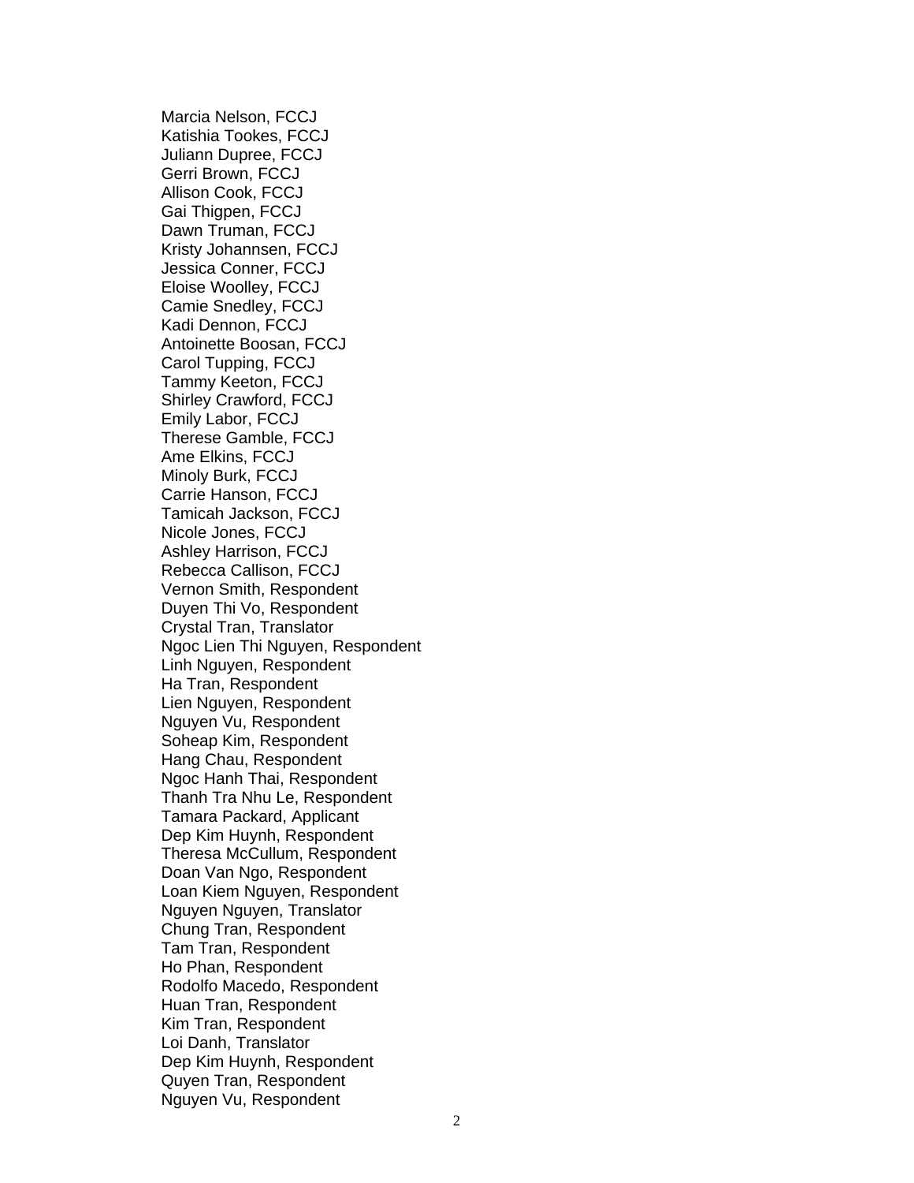Marcia Nelson, FCCJ
Katishia Tookes, FCCJ
Juliann Dupree, FCCJ
Gerri Brown, FCCJ
Allison Cook, FCCJ
Gai Thigpen, FCCJ
Dawn Truman, FCCJ
Kristy Johannsen, FCCJ
Jessica Conner, FCCJ
Eloise Woolley, FCCJ
Camie Snedley, FCCJ
Kadi Dennon, FCCJ
Antoinette Boosan, FCCJ
Carol Tupping, FCCJ
Tammy Keeton, FCCJ
Shirley Crawford, FCCJ
Emily Labor, FCCJ
Therese Gamble, FCCJ
Ame Elkins, FCCJ
Minoly Burk, FCCJ
Carrie Hanson, FCCJ
Tamicah Jackson, FCCJ
Nicole Jones, FCCJ
Ashley Harrison, FCCJ
Rebecca Callison, FCCJ
Vernon Smith, Respondent
Duyen Thi Vo, Respondent
Crystal Tran, Translator
Ngoc Lien Thi Nguyen, Respondent
Linh Nguyen, Respondent
Ha Tran, Respondent
Lien Nguyen, Respondent
Nguyen Vu, Respondent
Soheap Kim, Respondent
Hang Chau, Respondent
Ngoc Hanh Thai, Respondent
Thanh Tra Nhu Le, Respondent
Tamara Packard, Applicant
Dep Kim Huynh, Respondent
Theresa McCullum, Respondent
Doan Van Ngo, Respondent
Loan Kiem Nguyen, Respondent
Nguyen Nguyen, Translator
Chung Tran, Respondent
Tam Tran, Respondent
Ho Phan, Respondent
Rodolfo Macedo, Respondent
Huan Tran, Respondent
Kim Tran, Respondent
Loi Danh, Translator
Dep Kim Huynh, Respondent
Quyen Tran, Respondent
Nguyen Vu, Respondent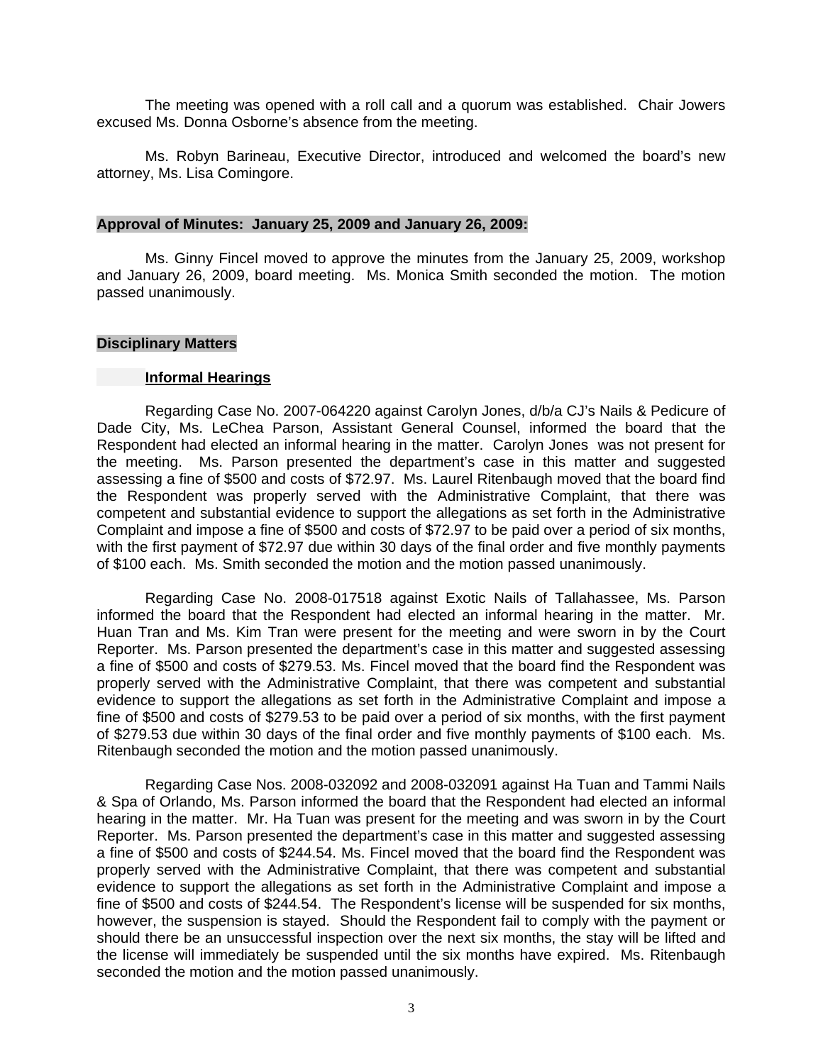The meeting was opened with a roll call and a quorum was established. Chair Jowers excused Ms. Donna Osborne's absence from the meeting.

Ms. Robyn Barineau, Executive Director, introduced and welcomed the board's new attorney, Ms. Lisa Comingore.

### Approval of Minutes: January 25, 2009 and January 26, 2009:

Ms. Ginny Fincel moved to approve the minutes from the January 25, 2009, workshop and January 26, 2009, board meeting. Ms. Monica Smith seconded the motion. The motion passed unanimously.

### Disciplinary Matters

#### Informal Hearings

Regarding Case No. 2007-064220 against Carolyn Jones, d/b/a CJ's Nails & Pedicure of Dade City, Ms. LeChea Parson, Assistant General Counsel, informed the board that the Respondent had elected an informal hearing in the matter. Carolyn Jones was not present for the meeting. Ms. Parson presented the department's case in this matter and suggested assessing a fine of $500 and costs of $72.97. Ms. Laurel Ritenbaugh moved that the board find the Respondent was properly served with the Administrative Complaint, that there was competent and substantial evidence to support the allegations as set forth in the Administrative Complaint and impose a fine of $500 and costs of $72.97 to be paid over a period of six months, with the first payment of $72.97 due within 30 days of the final order and five monthly payments of $100 each. Ms. Smith seconded the motion and the motion passed unanimously.

Regarding Case No. 2008-017518 against Exotic Nails of Tallahassee, Ms. Parson informed the board that the Respondent had elected an informal hearing in the matter. Mr. Huan Tran and Ms. Kim Tran were present for the meeting and were sworn in by the Court Reporter. Ms. Parson presented the department's case in this matter and suggested assessing a fine of $500 and costs of $279.53. Ms. Fincel moved that the board find the Respondent was properly served with the Administrative Complaint, that there was competent and substantial evidence to support the allegations as set forth in the Administrative Complaint and impose a fine of $500 and costs of $279.53 to be paid over a period of six months, with the first payment of $279.53 due within 30 days of the final order and five monthly payments of $100 each. Ms. Ritenbaugh seconded the motion and the motion passed unanimously.

Regarding Case Nos. 2008-032092 and 2008-032091 against Ha Tuan and Tammi Nails & Spa of Orlando, Ms. Parson informed the board that the Respondent had elected an informal hearing in the matter. Mr. Ha Tuan was present for the meeting and was sworn in by the Court Reporter. Ms. Parson presented the department's case in this matter and suggested assessing a fine of $500 and costs of $244.54. Ms. Fincel moved that the board find the Respondent was properly served with the Administrative Complaint, that there was competent and substantial evidence to support the allegations as set forth in the Administrative Complaint and impose a fine of $500 and costs of $244.54. The Respondent's license will be suspended for six months, however, the suspension is stayed. Should the Respondent fail to comply with the payment or should there be an unsuccessful inspection over the next six months, the stay will be lifted and the license will immediately be suspended until the six months have expired. Ms. Ritenbaugh seconded the motion and the motion passed unanimously.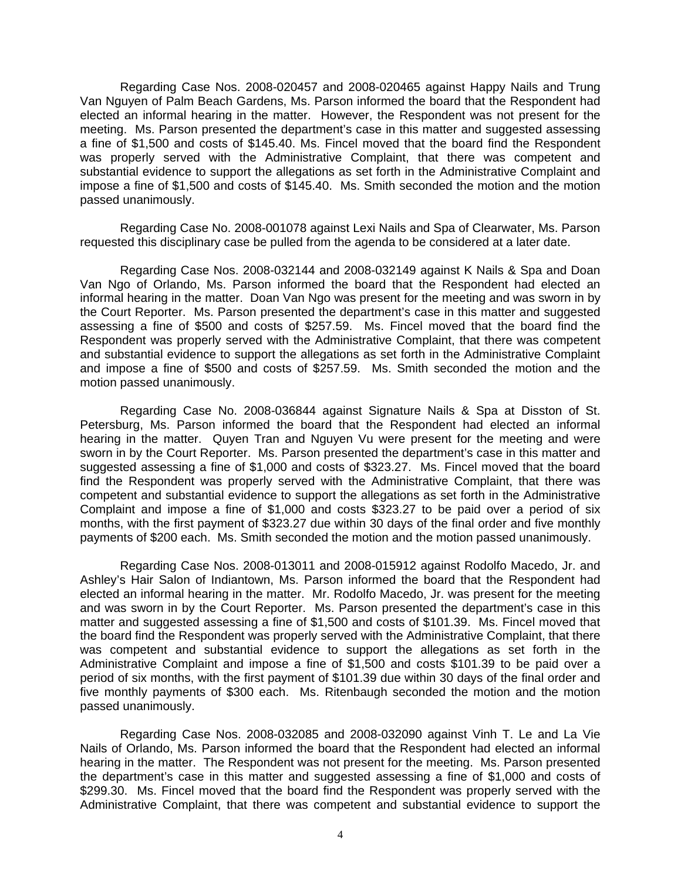Regarding Case Nos. 2008-020457 and 2008-020465 against Happy Nails and Trung Van Nguyen of Palm Beach Gardens, Ms. Parson informed the board that the Respondent had elected an informal hearing in the matter. However, the Respondent was not present for the meeting. Ms. Parson presented the department's case in this matter and suggested assessing a fine of $1,500 and costs of $145.40. Ms. Fincel moved that the board find the Respondent was properly served with the Administrative Complaint, that there was competent and substantial evidence to support the allegations as set forth in the Administrative Complaint and impose a fine of $1,500 and costs of $145.40. Ms. Smith seconded the motion and the motion passed unanimously.

Regarding Case No. 2008-001078 against Lexi Nails and Spa of Clearwater, Ms. Parson requested this disciplinary case be pulled from the agenda to be considered at a later date.

Regarding Case Nos. 2008-032144 and 2008-032149 against K Nails & Spa and Doan Van Ngo of Orlando, Ms. Parson informed the board that the Respondent had elected an informal hearing in the matter. Doan Van Ngo was present for the meeting and was sworn in by the Court Reporter. Ms. Parson presented the department's case in this matter and suggested assessing a fine of $500 and costs of $257.59. Ms. Fincel moved that the board find the Respondent was properly served with the Administrative Complaint, that there was competent and substantial evidence to support the allegations as set forth in the Administrative Complaint and impose a fine of $500 and costs of $257.59. Ms. Smith seconded the motion and the motion passed unanimously.

Regarding Case No. 2008-036844 against Signature Nails & Spa at Disston of St. Petersburg, Ms. Parson informed the board that the Respondent had elected an informal hearing in the matter. Quyen Tran and Nguyen Vu were present for the meeting and were sworn in by the Court Reporter. Ms. Parson presented the department's case in this matter and suggested assessing a fine of $1,000 and costs of $323.27. Ms. Fincel moved that the board find the Respondent was properly served with the Administrative Complaint, that there was competent and substantial evidence to support the allegations as set forth in the Administrative Complaint and impose a fine of $1,000 and costs $323.27 to be paid over a period of six months, with the first payment of $323.27 due within 30 days of the final order and five monthly payments of $200 each. Ms. Smith seconded the motion and the motion passed unanimously.

Regarding Case Nos. 2008-013011 and 2008-015912 against Rodolfo Macedo, Jr. and Ashley's Hair Salon of Indiantown, Ms. Parson informed the board that the Respondent had elected an informal hearing in the matter. Mr. Rodolfo Macedo, Jr. was present for the meeting and was sworn in by the Court Reporter. Ms. Parson presented the department's case in this matter and suggested assessing a fine of $1,500 and costs of $101.39. Ms. Fincel moved that the board find the Respondent was properly served with the Administrative Complaint, that there was competent and substantial evidence to support the allegations as set forth in the Administrative Complaint and impose a fine of $1,500 and costs $101.39 to be paid over a period of six months, with the first payment of $101.39 due within 30 days of the final order and five monthly payments of $300 each. Ms. Ritenbaugh seconded the motion and the motion passed unanimously.

Regarding Case Nos. 2008-032085 and 2008-032090 against Vinh T. Le and La Vie Nails of Orlando, Ms. Parson informed the board that the Respondent had elected an informal hearing in the matter. The Respondent was not present for the meeting. Ms. Parson presented the department's case in this matter and suggested assessing a fine of $1,000 and costs of $299.30. Ms. Fincel moved that the board find the Respondent was properly served with the Administrative Complaint, that there was competent and substantial evidence to support the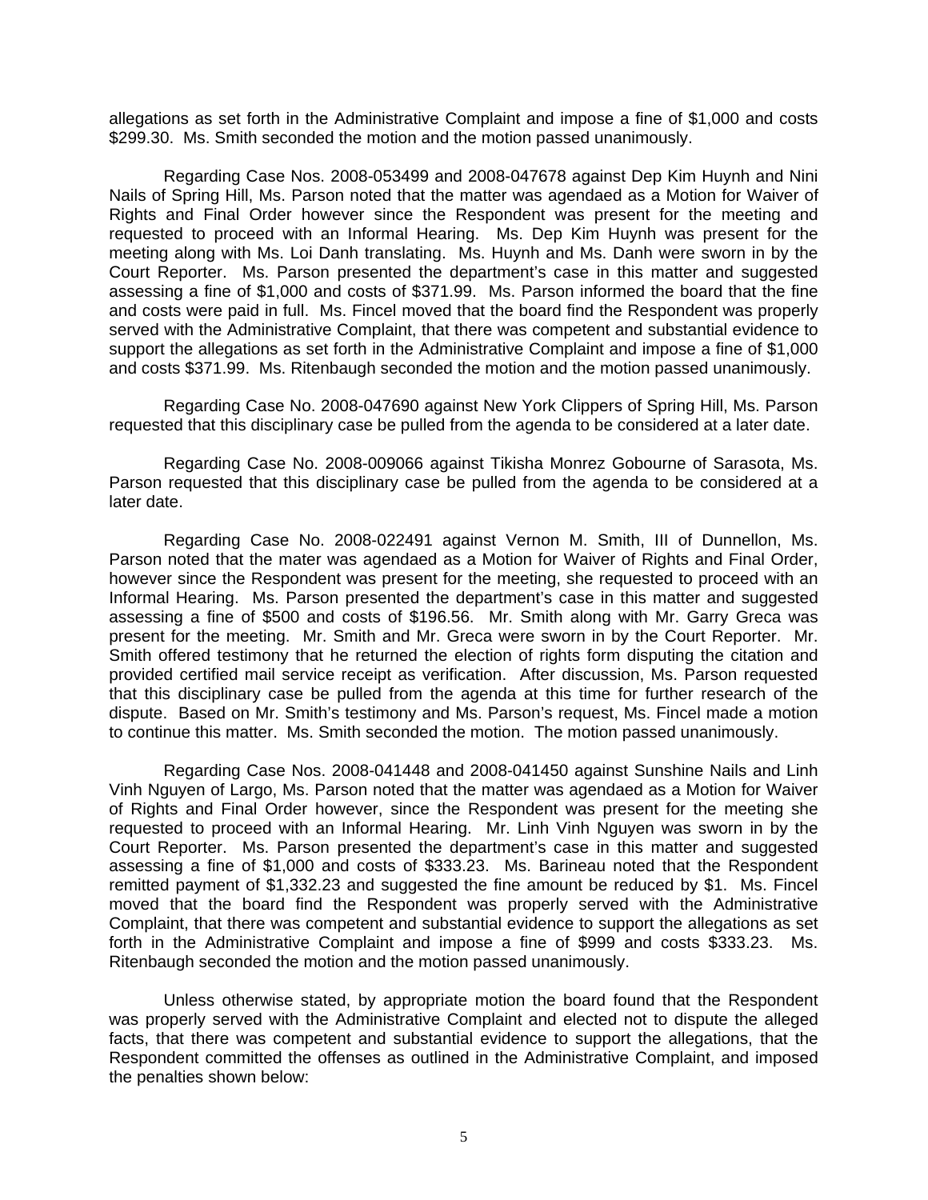allegations as set forth in the Administrative Complaint and impose a fine of $1,000 and costs $299.30. Ms. Smith seconded the motion and the motion passed unanimously.

Regarding Case Nos. 2008-053499 and 2008-047678 against Dep Kim Huynh and Nini Nails of Spring Hill, Ms. Parson noted that the matter was agendaed as a Motion for Waiver of Rights and Final Order however since the Respondent was present for the meeting and requested to proceed with an Informal Hearing. Ms. Dep Kim Huynh was present for the meeting along with Ms. Loi Danh translating. Ms. Huynh and Ms. Danh were sworn in by the Court Reporter. Ms. Parson presented the department's case in this matter and suggested assessing a fine of $1,000 and costs of $371.99. Ms. Parson informed the board that the fine and costs were paid in full. Ms. Fincel moved that the board find the Respondent was properly served with the Administrative Complaint, that there was competent and substantial evidence to support the allegations as set forth in the Administrative Complaint and impose a fine of $1,000 and costs $371.99. Ms. Ritenbaugh seconded the motion and the motion passed unanimously.

Regarding Case No. 2008-047690 against New York Clippers of Spring Hill, Ms. Parson requested that this disciplinary case be pulled from the agenda to be considered at a later date.

Regarding Case No. 2008-009066 against Tikisha Monrez Gobourne of Sarasota, Ms. Parson requested that this disciplinary case be pulled from the agenda to be considered at a later date.

Regarding Case No. 2008-022491 against Vernon M. Smith, III of Dunnellon, Ms. Parson noted that the mater was agendaed as a Motion for Waiver of Rights and Final Order, however since the Respondent was present for the meeting, she requested to proceed with an Informal Hearing. Ms. Parson presented the department's case in this matter and suggested assessing a fine of $500 and costs of $196.56. Mr. Smith along with Mr. Garry Greca was present for the meeting. Mr. Smith and Mr. Greca were sworn in by the Court Reporter. Mr. Smith offered testimony that he returned the election of rights form disputing the citation and provided certified mail service receipt as verification. After discussion, Ms. Parson requested that this disciplinary case be pulled from the agenda at this time for further research of the dispute. Based on Mr. Smith's testimony and Ms. Parson's request, Ms. Fincel made a motion to continue this matter. Ms. Smith seconded the motion. The motion passed unanimously.

Regarding Case Nos. 2008-041448 and 2008-041450 against Sunshine Nails and Linh Vinh Nguyen of Largo, Ms. Parson noted that the matter was agendaed as a Motion for Waiver of Rights and Final Order however, since the Respondent was present for the meeting she requested to proceed with an Informal Hearing. Mr. Linh Vinh Nguyen was sworn in by the Court Reporter. Ms. Parson presented the department's case in this matter and suggested assessing a fine of $1,000 and costs of $333.23. Ms. Barineau noted that the Respondent remitted payment of $1,332.23 and suggested the fine amount be reduced by $1. Ms. Fincel moved that the board find the Respondent was properly served with the Administrative Complaint, that there was competent and substantial evidence to support the allegations as set forth in the Administrative Complaint and impose a fine of $999 and costs $333.23. Ms. Ritenbaugh seconded the motion and the motion passed unanimously.

Unless otherwise stated, by appropriate motion the board found that the Respondent was properly served with the Administrative Complaint and elected not to dispute the alleged facts, that there was competent and substantial evidence to support the allegations, that the Respondent committed the offenses as outlined in the Administrative Complaint, and imposed the penalties shown below: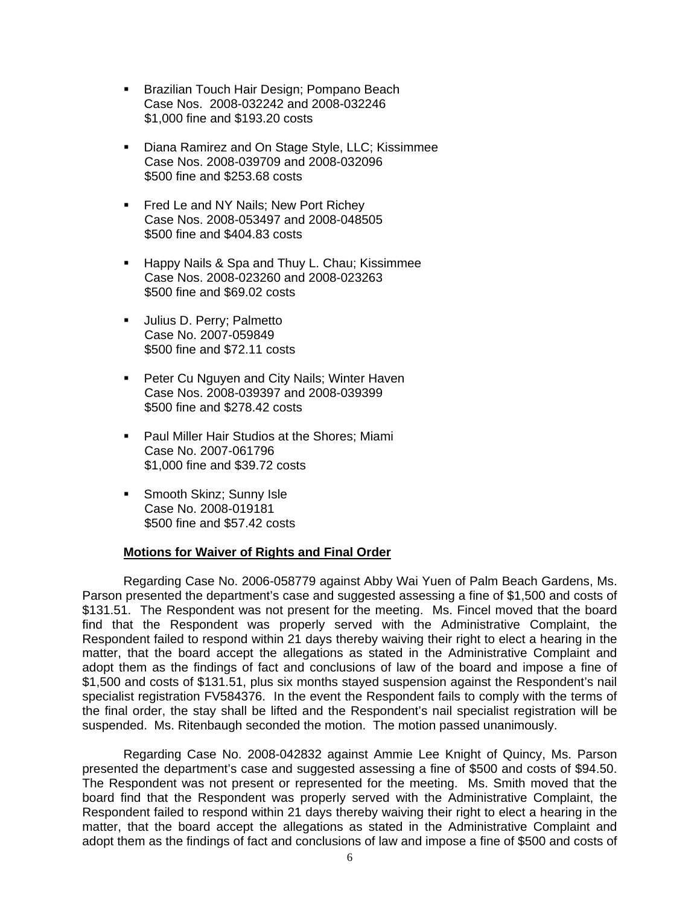- Brazilian Touch Hair Design; Pompano Beach
  Case Nos. 2008-032242 and 2008-032246
  $1,000 fine and $193.20 costs

- Diana Ramirez and On Stage Style, LLC; Kissimmee
  Case Nos. 2008-039709 and 2008-032096
  $500 fine and $253.68 costs

- Fred Le and NY Nails; New Port Richey
  Case Nos. 2008-053497 and 2008-048505
  $500 fine and $404.83 costs

- Happy Nails & Spa and Thuy L. Chau; Kissimmee
  Case Nos. 2008-023260 and 2008-023263
  $500 fine and $69.02 costs

- Julius D. Perry; Palmetto
  Case No. 2007-059849
  $500 fine and $72.11 costs

- Peter Cu Nguyen and City Nails; Winter Haven
  Case Nos. 2008-039397 and 2008-039399
  $500 fine and $278.42 costs

- Paul Miller Hair Studios at the Shores; Miami
  Case No. 2007-061796
  $1,000 fine and $39.72 costs

- Smooth Skinz; Sunny Isle
  Case No. 2008-019181
  $500 fine and $57.42 costs

**Motions for Waiver of Rights and Final Order**

Regarding Case No. 2006-058779 against Abby Wai Yuen of Palm Beach Gardens, Ms. Parson presented the department's case and suggested assessing a fine of $1,500 and costs of $131.51. The Respondent was not present for the meeting. Ms. Fincel moved that the board find that the Respondent was properly served with the Administrative Complaint, the Respondent failed to respond within 21 days thereby waiving their right to elect a hearing in the matter, that the board accept the allegations as stated in the Administrative Complaint and adopt them as the findings of fact and conclusions of law of the board and impose a fine of $1,500 and costs of $131.51, plus six months stayed suspension against the Respondent's nail specialist registration FV584376. In the event the Respondent fails to comply with the terms of the final order, the stay shall be lifted and the Respondent's nail specialist registration will be suspended. Ms. Ritenbaugh seconded the motion. The motion passed unanimously.

Regarding Case No. 2008-042832 against Ammie Lee Knight of Quincy, Ms. Parson presented the department's case and suggested assessing a fine of $500 and costs of $94.50. The Respondent was not present or represented for the meeting. Ms. Smith moved that the board find that the Respondent was properly served with the Administrative Complaint, the Respondent failed to respond within 21 days thereby waiving their right to elect a hearing in the matter, that the board accept the allegations as stated in the Administrative Complaint and adopt them as the findings of fact and conclusions of law and impose a fine of $500 and costs of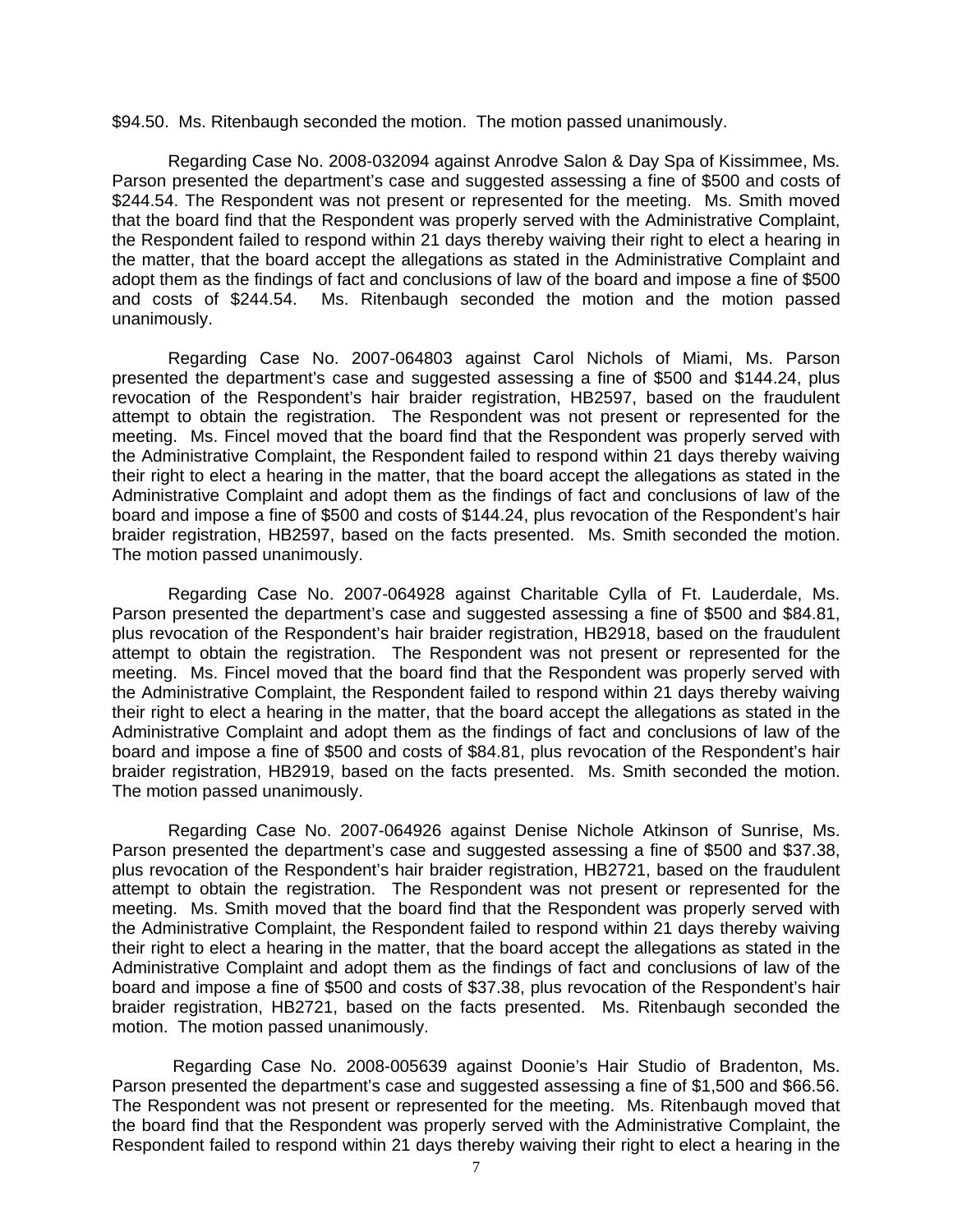$94.50. Ms. Ritenbaugh seconded the motion. The motion passed unanimously.

Regarding Case No. 2008-032094 against Anrodve Salon & Day Spa of Kissimmee, Ms. Parson presented the department's case and suggested assessing a fine of $500 and costs of $244.54. The Respondent was not present or represented for the meeting. Ms. Smith moved that the board find that the Respondent was properly served with the Administrative Complaint, the Respondent failed to respond within 21 days thereby waiving their right to elect a hearing in the matter, that the board accept the allegations as stated in the Administrative Complaint and adopt them as the findings of fact and conclusions of law of the board and impose a fine of $500 and costs of $244.54. Ms. Ritenbaugh seconded the motion and the motion passed unanimously.

Regarding Case No. 2007-064803 against Carol Nichols of Miami, Ms. Parson presented the department's case and suggested assessing a fine of $500 and $144.24, plus revocation of the Respondent's hair braider registration, HB2597, based on the fraudulent attempt to obtain the registration. The Respondent was not present or represented for the meeting. Ms. Fincel moved that the board find that the Respondent was properly served with the Administrative Complaint, the Respondent failed to respond within 21 days thereby waiving their right to elect a hearing in the matter, that the board accept the allegations as stated in the Administrative Complaint and adopt them as the findings of fact and conclusions of law of the board and impose a fine of $500 and costs of $144.24, plus revocation of the Respondent's hair braider registration, HB2597, based on the facts presented. Ms. Smith seconded the motion. The motion passed unanimously.

Regarding Case No. 2007-064928 against Charitable Cylla of Ft. Lauderdale, Ms. Parson presented the department's case and suggested assessing a fine of $500 and $84.81, plus revocation of the Respondent's hair braider registration, HB2918, based on the fraudulent attempt to obtain the registration. The Respondent was not present or represented for the meeting. Ms. Fincel moved that the board find that the Respondent was properly served with the Administrative Complaint, the Respondent failed to respond within 21 days thereby waiving their right to elect a hearing in the matter, that the board accept the allegations as stated in the Administrative Complaint and adopt them as the findings of fact and conclusions of law of the board and impose a fine of $500 and costs of $84.81, plus revocation of the Respondent's hair braider registration, HB2919, based on the facts presented. Ms. Smith seconded the motion. The motion passed unanimously.

Regarding Case No. 2007-064926 against Denise Nichole Atkinson of Sunrise, Ms. Parson presented the department's case and suggested assessing a fine of $500 and $37.38, plus revocation of the Respondent's hair braider registration, HB2721, based on the fraudulent attempt to obtain the registration. The Respondent was not present or represented for the meeting. Ms. Smith moved that the board find that the Respondent was properly served with the Administrative Complaint, the Respondent failed to respond within 21 days thereby waiving their right to elect a hearing in the matter, that the board accept the allegations as stated in the Administrative Complaint and adopt them as the findings of fact and conclusions of law of the board and impose a fine of $500 and costs of $37.38, plus revocation of the Respondent's hair braider registration, HB2721, based on the facts presented. Ms. Ritenbaugh seconded the motion. The motion passed unanimously.

Regarding Case No. 2008-005639 against Doonie's Hair Studio of Bradenton, Ms. Parson presented the department's case and suggested assessing a fine of $1,500 and $66.56. The Respondent was not present or represented for the meeting. Ms. Ritenbaugh moved that the board find that the Respondent was properly served with the Administrative Complaint, the Respondent failed to respond within 21 days thereby waiving their right to elect a hearing in the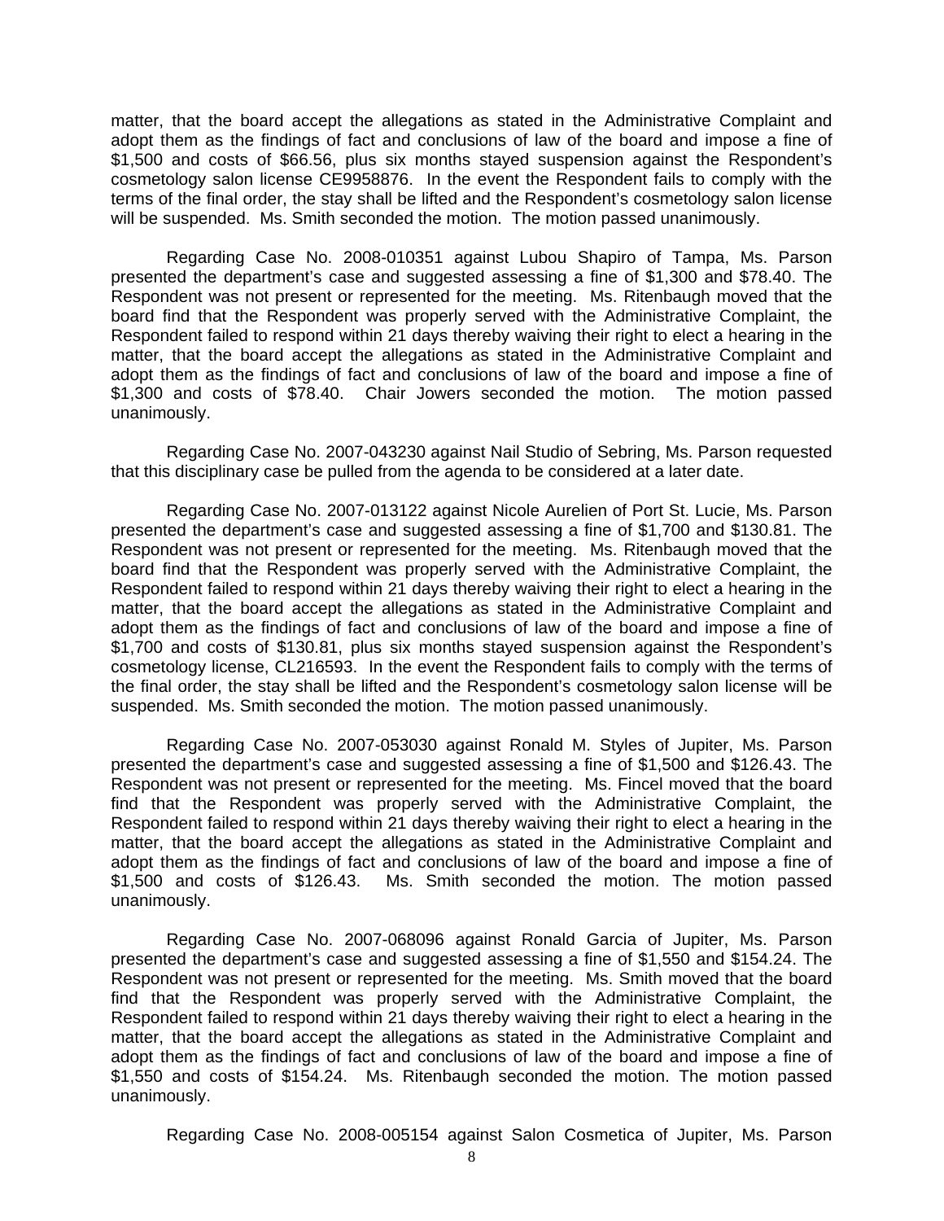matter, that the board accept the allegations as stated in the Administrative Complaint and adopt them as the findings of fact and conclusions of law of the board and impose a fine of $1,500 and costs of $66.56, plus six months stayed suspension against the Respondent's cosmetology salon license CE9958876. In the event the Respondent fails to comply with the terms of the final order, the stay shall be lifted and the Respondent's cosmetology salon license will be suspended. Ms. Smith seconded the motion. The motion passed unanimously.

Regarding Case No. 2008-010351 against Lubou Shapiro of Tampa, Ms. Parson presented the department's case and suggested assessing a fine of $1,300 and $78.40. The Respondent was not present or represented for the meeting. Ms. Ritenbaugh moved that the board find that the Respondent was properly served with the Administrative Complaint, the Respondent failed to respond within 21 days thereby waiving their right to elect a hearing in the matter, that the board accept the allegations as stated in the Administrative Complaint and adopt them as the findings of fact and conclusions of law of the board and impose a fine of $1,300 and costs of $78.40. Chair Jowers seconded the motion. The motion passed unanimously.

Regarding Case No. 2007-043230 against Nail Studio of Sebring, Ms. Parson requested that this disciplinary case be pulled from the agenda to be considered at a later date.

Regarding Case No. 2007-013122 against Nicole Aurelien of Port St. Lucie, Ms. Parson presented the department's case and suggested assessing a fine of $1,700 and $130.81. The Respondent was not present or represented for the meeting. Ms. Ritenbaugh moved that the board find that the Respondent was properly served with the Administrative Complaint, the Respondent failed to respond within 21 days thereby waiving their right to elect a hearing in the matter, that the board accept the allegations as stated in the Administrative Complaint and adopt them as the findings of fact and conclusions of law of the board and impose a fine of $1,700 and costs of $130.81, plus six months stayed suspension against the Respondent's cosmetology license, CL216593. In the event the Respondent fails to comply with the terms of the final order, the stay shall be lifted and the Respondent's cosmetology salon license will be suspended. Ms. Smith seconded the motion. The motion passed unanimously.

Regarding Case No. 2007-053030 against Ronald M. Styles of Jupiter, Ms. Parson presented the department's case and suggested assessing a fine of $1,500 and $126.43. The Respondent was not present or represented for the meeting. Ms. Fincel moved that the board find that the Respondent was properly served with the Administrative Complaint, the Respondent failed to respond within 21 days thereby waiving their right to elect a hearing in the matter, that the board accept the allegations as stated in the Administrative Complaint and adopt them as the findings of fact and conclusions of law of the board and impose a fine of $1,500 and costs of $126.43. Ms. Smith seconded the motion. The motion passed unanimously.

Regarding Case No. 2007-068096 against Ronald Garcia of Jupiter, Ms. Parson presented the department's case and suggested assessing a fine of $1,550 and $154.24. The Respondent was not present or represented for the meeting. Ms. Smith moved that the board find that the Respondent was properly served with the Administrative Complaint, the Respondent failed to respond within 21 days thereby waiving their right to elect a hearing in the matter, that the board accept the allegations as stated in the Administrative Complaint and adopt them as the findings of fact and conclusions of law of the board and impose a fine of $1,550 and costs of $154.24. Ms. Ritenbaugh seconded the motion. The motion passed unanimously.

Regarding Case No. 2008-005154 against Salon Cosmetica of Jupiter, Ms. Parson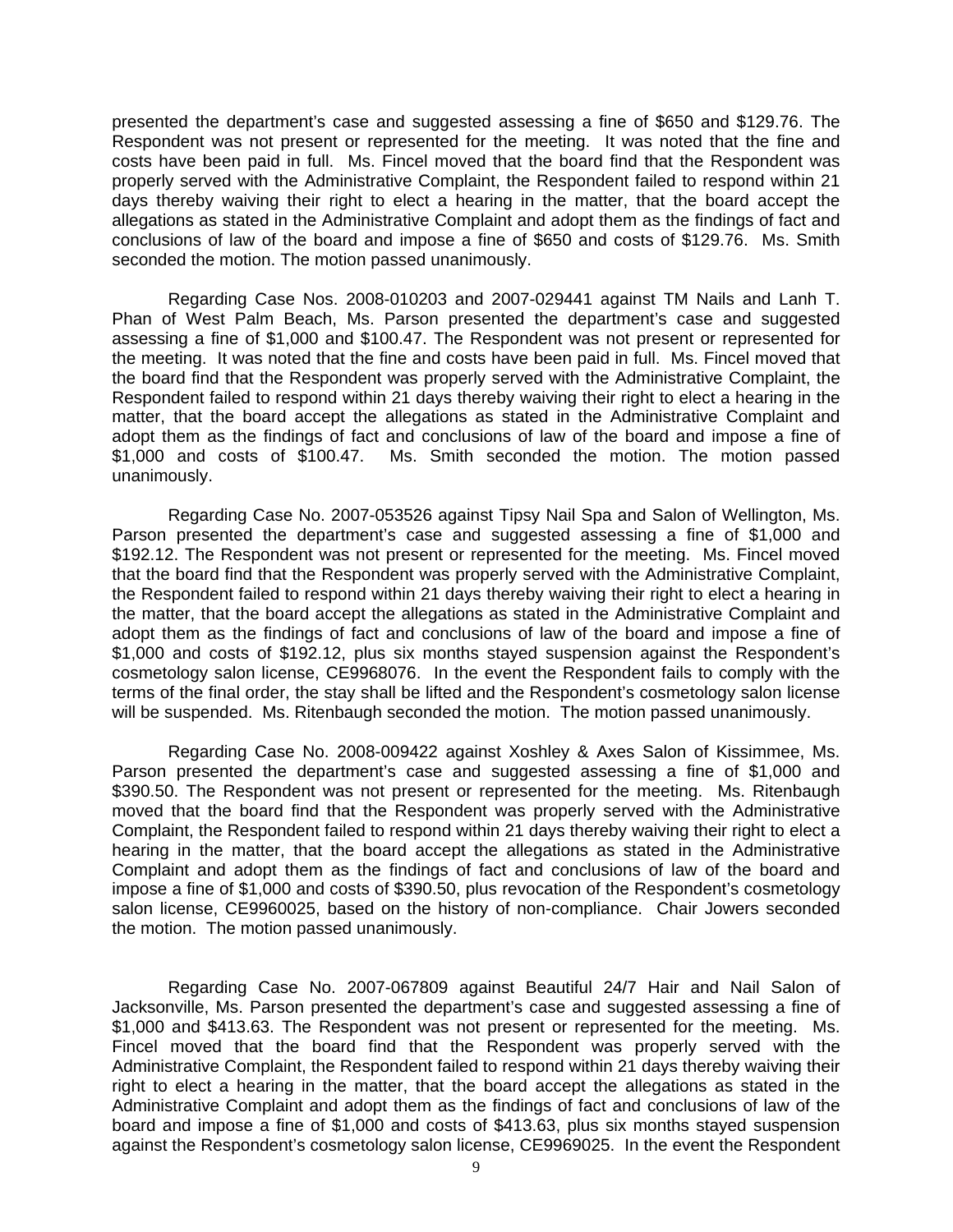presented the department's case and suggested assessing a fine of $650 and $129.76. The Respondent was not present or represented for the meeting. It was noted that the fine and costs have been paid in full. Ms. Fincel moved that the board find that the Respondent was properly served with the Administrative Complaint, the Respondent failed to respond within 21 days thereby waiving their right to elect a hearing in the matter, that the board accept the allegations as stated in the Administrative Complaint and adopt them as the findings of fact and conclusions of law of the board and impose a fine of $650 and costs of $129.76. Ms. Smith seconded the motion. The motion passed unanimously.

Regarding Case Nos. 2008-010203 and 2007-029441 against TM Nails and Lanh T. Phan of West Palm Beach, Ms. Parson presented the department's case and suggested assessing a fine of $1,000 and $100.47. The Respondent was not present or represented for the meeting. It was noted that the fine and costs have been paid in full. Ms. Fincel moved that the board find that the Respondent was properly served with the Administrative Complaint, the Respondent failed to respond within 21 days thereby waiving their right to elect a hearing in the matter, that the board accept the allegations as stated in the Administrative Complaint and adopt them as the findings of fact and conclusions of law of the board and impose a fine of $1,000 and costs of $100.47. Ms. Smith seconded the motion. The motion passed unanimously.

Regarding Case No. 2007-053526 against Tipsy Nail Spa and Salon of Wellington, Ms. Parson presented the department's case and suggested assessing a fine of $1,000 and $192.12. The Respondent was not present or represented for the meeting. Ms. Fincel moved that the board find that the Respondent was properly served with the Administrative Complaint, the Respondent failed to respond within 21 days thereby waiving their right to elect a hearing in the matter, that the board accept the allegations as stated in the Administrative Complaint and adopt them as the findings of fact and conclusions of law of the board and impose a fine of $1,000 and costs of $192.12, plus six months stayed suspension against the Respondent's cosmetology salon license, CE9968076. In the event the Respondent fails to comply with the terms of the final order, the stay shall be lifted and the Respondent's cosmetology salon license will be suspended. Ms. Ritenbaugh seconded the motion. The motion passed unanimously.

Regarding Case No. 2008-009422 against Xoshley & Axes Salon of Kissimmee, Ms. Parson presented the department's case and suggested assessing a fine of $1,000 and $390.50. The Respondent was not present or represented for the meeting. Ms. Ritenbaugh moved that the board find that the Respondent was properly served with the Administrative Complaint, the Respondent failed to respond within 21 days thereby waiving their right to elect a hearing in the matter, that the board accept the allegations as stated in the Administrative Complaint and adopt them as the findings of fact and conclusions of law of the board and impose a fine of $1,000 and costs of $390.50, plus revocation of the Respondent's cosmetology salon license, CE9960025, based on the history of non-compliance. Chair Jowers seconded the motion. The motion passed unanimously.

Regarding Case No. 2007-067809 against Beautiful 24/7 Hair and Nail Salon of Jacksonville, Ms. Parson presented the department's case and suggested assessing a fine of $1,000 and $413.63. The Respondent was not present or represented for the meeting. Ms. Fincel moved that the board find that the Respondent was properly served with the Administrative Complaint, the Respondent failed to respond within 21 days thereby waiving their right to elect a hearing in the matter, that the board accept the allegations as stated in the Administrative Complaint and adopt them as the findings of fact and conclusions of law of the board and impose a fine of $1,000 and costs of $413.63, plus six months stayed suspension against the Respondent's cosmetology salon license, CE9969025. In the event the Respondent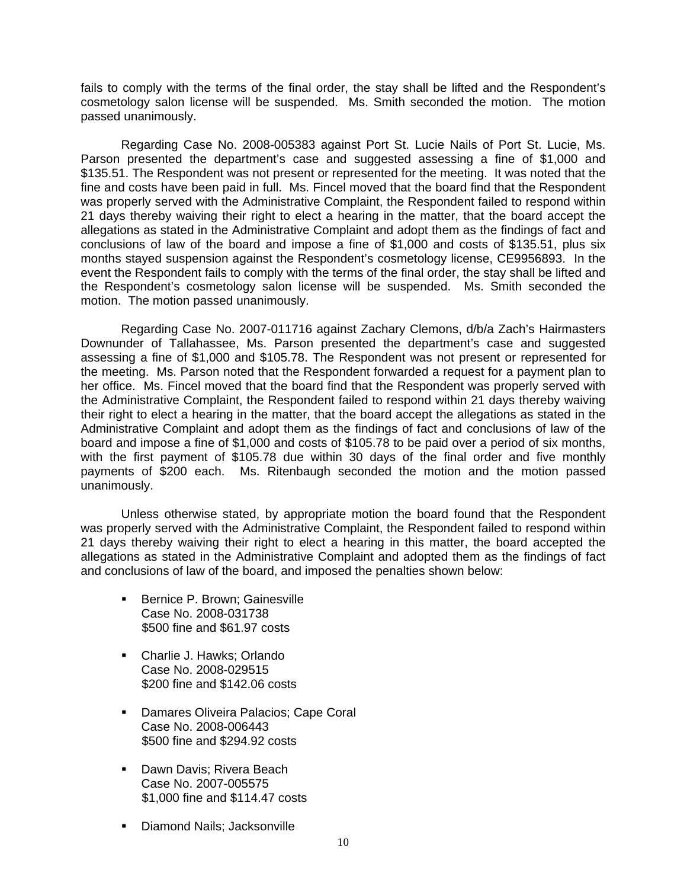fails to comply with the terms of the final order, the stay shall be lifted and the Respondent's cosmetology salon license will be suspended. Ms. Smith seconded the motion. The motion passed unanimously.

Regarding Case No. 2008-005383 against Port St. Lucie Nails of Port St. Lucie, Ms. Parson presented the department's case and suggested assessing a fine of $1,000 and $135.51. The Respondent was not present or represented for the meeting. It was noted that the fine and costs have been paid in full. Ms. Fincel moved that the board find that the Respondent was properly served with the Administrative Complaint, the Respondent failed to respond within 21 days thereby waiving their right to elect a hearing in the matter, that the board accept the allegations as stated in the Administrative Complaint and adopt them as the findings of fact and conclusions of law of the board and impose a fine of $1,000 and costs of $135.51, plus six months stayed suspension against the Respondent's cosmetology license, CE9956893. In the event the Respondent fails to comply with the terms of the final order, the stay shall be lifted and the Respondent's cosmetology salon license will be suspended. Ms. Smith seconded the motion. The motion passed unanimously.

Regarding Case No. 2007-011716 against Zachary Clemons, d/b/a Zach's Hairmasters Downunder of Tallahassee, Ms. Parson presented the department's case and suggested assessing a fine of $1,000 and $105.78. The Respondent was not present or represented for the meeting. Ms. Parson noted that the Respondent forwarded a request for a payment plan to her office. Ms. Fincel moved that the board find that the Respondent was properly served with the Administrative Complaint, the Respondent failed to respond within 21 days thereby waiving their right to elect a hearing in the matter, that the board accept the allegations as stated in the Administrative Complaint and adopt them as the findings of fact and conclusions of law of the board and impose a fine of $1,000 and costs of $105.78 to be paid over a period of six months, with the first payment of $105.78 due within 30 days of the final order and five monthly payments of $200 each. Ms. Ritenbaugh seconded the motion and the motion passed unanimously.

Unless otherwise stated, by appropriate motion the board found that the Respondent was properly served with the Administrative Complaint, the Respondent failed to respond within 21 days thereby waiving their right to elect a hearing in this matter, the board accepted the allegations as stated in the Administrative Complaint and adopted them as the findings of fact and conclusions of law of the board, and imposed the penalties shown below:

- Bernice P. Brown; Gainesville
  Case No. 2008-031738
  $500 fine and $61.97 costs

- Charlie J. Hawks; Orlando
  Case No. 2008-029515
  $200 fine and $142.06 costs

- Damares Oliveira Palacios; Cape Coral
  Case No. 2008-006443
  $500 fine and $294.92 costs

- Dawn Davis; Rivera Beach
  Case No. 2007-005575
  $1,000 fine and $114.47 costs

- Diamond Nails; Jacksonville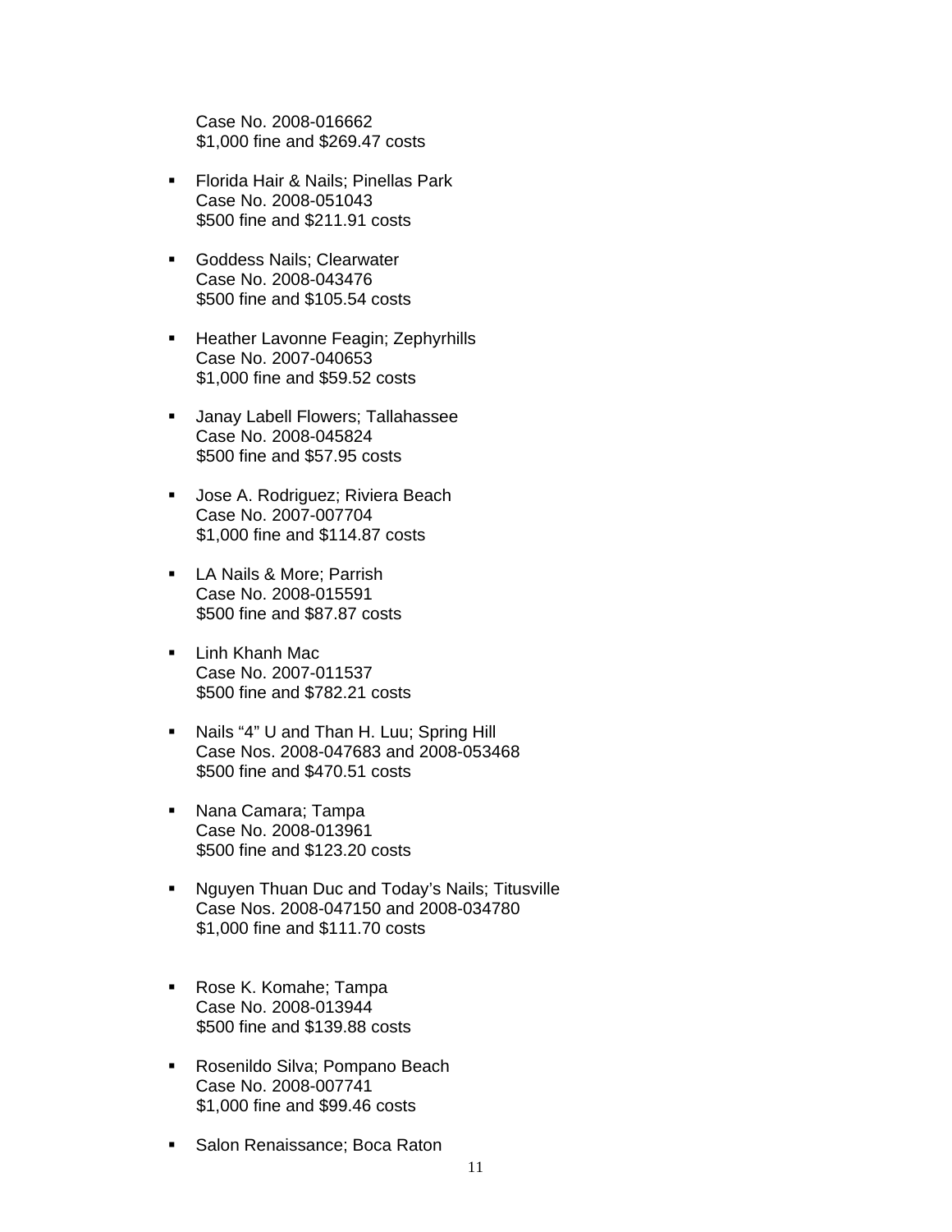Case No. 2008-016662
$1,000 fine and $269.47 costs

- Florida Hair & Nails; Pinellas Park
  Case No. 2008-051043
  $500 fine and $211.91 costs

- Goddess Nails; Clearwater
  Case No. 2008-043476
  $500 fine and $105.54 costs

- Heather Lavonne Feagin; Zephyrhills
  Case No. 2007-040653
  $1,000 fine and $59.52 costs

- Janay Labell Flowers; Tallahassee
  Case No. 2008-045824
  $500 fine and $57.95 costs

- Jose A. Rodriguez; Riviera Beach
  Case No. 2007-007704
  $1,000 fine and $114.87 costs

- LA Nails & More; Parrish
  Case No. 2008-015591
  $500 fine and $87.87 costs

- Linh Khanh Mac
  Case No. 2007-011537
  $500 fine and $782.21 costs

- Nails "4" U and Than H. Luu; Spring Hill
  Case Nos. 2008-047683 and 2008-053468
  $500 fine and $470.51 costs

- Nana Camara; Tampa
  Case No. 2008-013961
  $500 fine and $123.20 costs

- Nguyen Thuan Duc and Today's Nails; Titusville
  Case Nos. 2008-047150 and 2008-034780
  $1,000 fine and $111.70 costs

- Rose K. Komahe; Tampa
  Case No. 2008-013944
  $500 fine and $139.88 costs

- Rosenildo Silva; Pompano Beach
  Case No. 2008-007741
  $1,000 fine and $99.46 costs

- Salon Renaissance; Boca Raton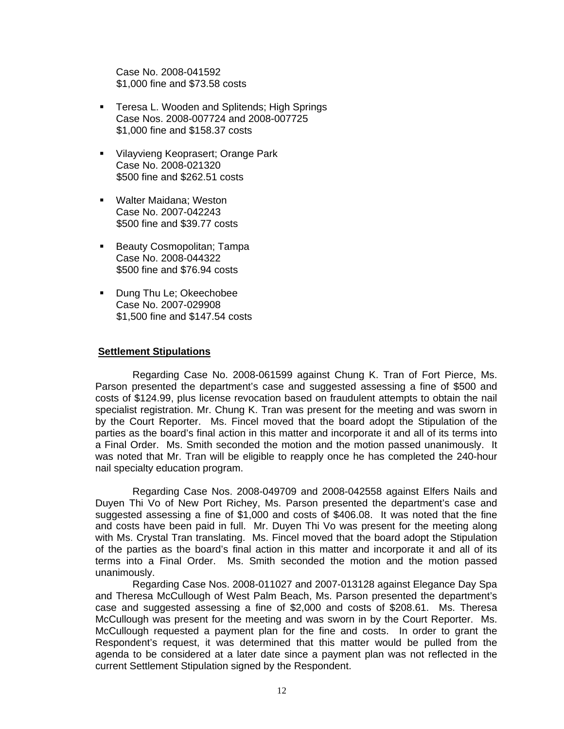Case No. 2008-041592
$1,000 fine and $73.58 costs

- Teresa L. Wooden and Splitends; High Springs
  Case Nos. 2008-007724 and 2008-007725
  $1,000 fine and $158.37 costs

- Vilayvieng Keoprasert; Orange Park
  Case No. 2008-021320
  $500 fine and $262.51 costs

- Walter Maidana; Weston
  Case No. 2007-042243
  $500 fine and $39.77 costs

- Beauty Cosmopolitan; Tampa
  Case No. 2008-044322
  $500 fine and $76.94 costs

- Dung Thu Le; Okeechobee
  Case No. 2007-029908
  $1,500 fine and $147.54 costs

**Settlement Stipulations**

Regarding Case No. 2008-061599 against Chung K. Tran of Fort Pierce, Ms. Parson presented the department's case and suggested assessing a fine of $500 and costs of $124.99, plus license revocation based on fraudulent attempts to obtain the nail specialist registration. Mr. Chung K. Tran was present for the meeting and was sworn in by the Court Reporter. Ms. Fincel moved that the board adopt the Stipulation of the parties as the board's final action in this matter and incorporate it and all of its terms into a Final Order. Ms. Smith seconded the motion and the motion passed unanimously. It was noted that Mr. Tran will be eligible to reapply once he has completed the 240-hour nail specialty education program.

Regarding Case Nos. 2008-049709 and 2008-042558 against Elfers Nails and Duyen Thi Vo of New Port Richey, Ms. Parson presented the department's case and suggested assessing a fine of $1,000 and costs of $406.08. It was noted that the fine and costs have been paid in full. Mr. Duyen Thi Vo was present for the meeting along with Ms. Crystal Tran translating. Ms. Fincel moved that the board adopt the Stipulation of the parties as the board's final action in this matter and incorporate it and all of its terms into a Final Order. Ms. Smith seconded the motion and the motion passed unanimously.

Regarding Case Nos. 2008-011027 and 2007-013128 against Elegance Day Spa and Theresa McCullough of West Palm Beach, Ms. Parson presented the department's case and suggested assessing a fine of $2,000 and costs of $208.61. Ms. Theresa McCullough was present for the meeting and was sworn in by the Court Reporter. Ms. McCullough requested a payment plan for the fine and costs. In order to grant the Respondent's request, it was determined that this matter would be pulled from the agenda to be considered at a later date since a payment plan was not reflected in the current Settlement Stipulation signed by the Respondent.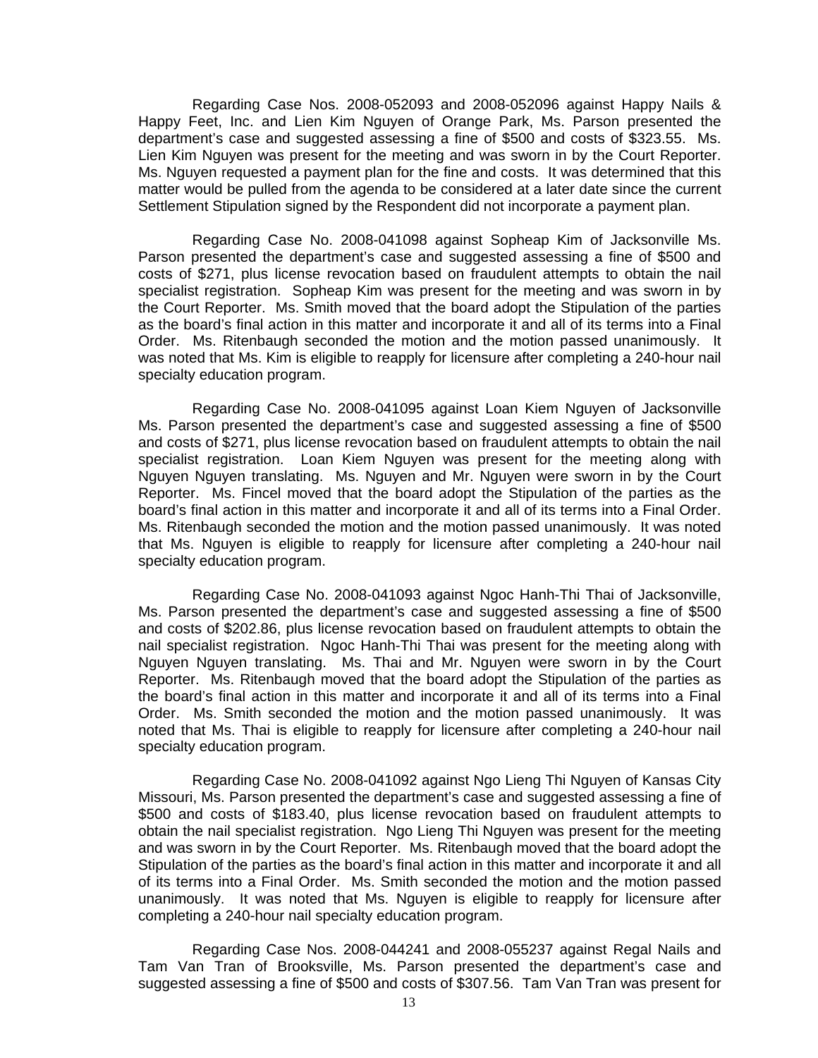Regarding Case Nos. 2008-052093 and 2008-052096 against Happy Nails & Happy Feet, Inc. and Lien Kim Nguyen of Orange Park, Ms. Parson presented the department's case and suggested assessing a fine of $500 and costs of $323.55. Ms. Lien Kim Nguyen was present for the meeting and was sworn in by the Court Reporter. Ms. Nguyen requested a payment plan for the fine and costs. It was determined that this matter would be pulled from the agenda to be considered at a later date since the current Settlement Stipulation signed by the Respondent did not incorporate a payment plan.

Regarding Case No. 2008-041098 against Sopheap Kim of Jacksonville Ms. Parson presented the department's case and suggested assessing a fine of $500 and costs of $271, plus license revocation based on fraudulent attempts to obtain the nail specialist registration. Sopheap Kim was present for the meeting and was sworn in by the Court Reporter. Ms. Smith moved that the board adopt the Stipulation of the parties as the board's final action in this matter and incorporate it and all of its terms into a Final Order. Ms. Ritenbaugh seconded the motion and the motion passed unanimously. It was noted that Ms. Kim is eligible to reapply for licensure after completing a 240-hour nail specialty education program.

Regarding Case No. 2008-041095 against Loan Kiem Nguyen of Jacksonville Ms. Parson presented the department's case and suggested assessing a fine of $500 and costs of $271, plus license revocation based on fraudulent attempts to obtain the nail specialist registration. Loan Kiem Nguyen was present for the meeting along with Nguyen Nguyen translating. Ms. Nguyen and Mr. Nguyen were sworn in by the Court Reporter. Ms. Fincel moved that the board adopt the Stipulation of the parties as the board's final action in this matter and incorporate it and all of its terms into a Final Order. Ms. Ritenbaugh seconded the motion and the motion passed unanimously. It was noted that Ms. Nguyen is eligible to reapply for licensure after completing a 240-hour nail specialty education program.

Regarding Case No. 2008-041093 against Ngoc Hanh-Thi Thai of Jacksonville, Ms. Parson presented the department's case and suggested assessing a fine of $500 and costs of $202.86, plus license revocation based on fraudulent attempts to obtain the nail specialist registration. Ngoc Hanh-Thi Thai was present for the meeting along with Nguyen Nguyen translating. Ms. Thai and Mr. Nguyen were sworn in by the Court Reporter. Ms. Ritenbaugh moved that the board adopt the Stipulation of the parties as the board's final action in this matter and incorporate it and all of its terms into a Final Order. Ms. Smith seconded the motion and the motion passed unanimously. It was noted that Ms. Thai is eligible to reapply for licensure after completing a 240-hour nail specialty education program.

Regarding Case No. 2008-041092 against Ngo Lieng Thi Nguyen of Kansas City Missouri, Ms. Parson presented the department's case and suggested assessing a fine of $500 and costs of $183.40, plus license revocation based on fraudulent attempts to obtain the nail specialist registration. Ngo Lieng Thi Nguyen was present for the meeting and was sworn in by the Court Reporter. Ms. Ritenbaugh moved that the board adopt the Stipulation of the parties as the board's final action in this matter and incorporate it and all of its terms into a Final Order. Ms. Smith seconded the motion and the motion passed unanimously. It was noted that Ms. Nguyen is eligible to reapply for licensure after completing a 240-hour nail specialty education program.

Regarding Case Nos. 2008-044241 and 2008-055237 against Regal Nails and Tam Van Tran of Brooksville, Ms. Parson presented the department's case and suggested assessing a fine of $500 and costs of $307.56. Tam Van Tran was present for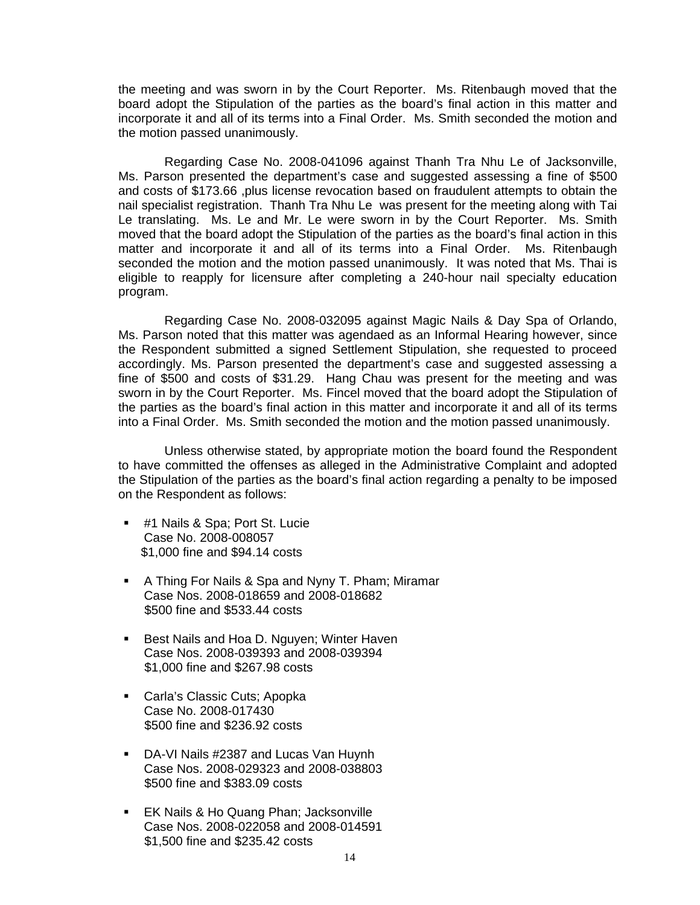the meeting and was sworn in by the Court Reporter. Ms. Ritenbaugh moved that the board adopt the Stipulation of the parties as the board's final action in this matter and incorporate it and all of its terms into a Final Order. Ms. Smith seconded the motion and the motion passed unanimously.

Regarding Case No. 2008-041096 against Thanh Tra Nhu Le of Jacksonville, Ms. Parson presented the department's case and suggested assessing a fine of $500 and costs of $173.66 ,plus license revocation based on fraudulent attempts to obtain the nail specialist registration. Thanh Tra Nhu Le was present for the meeting along with Tai Le translating. Ms. Le and Mr. Le were sworn in by the Court Reporter. Ms. Smith moved that the board adopt the Stipulation of the parties as the board's final action in this matter and incorporate it and all of its terms into a Final Order. Ms. Ritenbaugh seconded the motion and the motion passed unanimously. It was noted that Ms. Thai is eligible to reapply for licensure after completing a 240-hour nail specialty education program.

Regarding Case No. 2008-032095 against Magic Nails & Day Spa of Orlando, Ms. Parson noted that this matter was agendaed as an Informal Hearing however, since the Respondent submitted a signed Settlement Stipulation, she requested to proceed accordingly. Ms. Parson presented the department's case and suggested assessing a fine of $500 and costs of $31.29. Hang Chau was present for the meeting and was sworn in by the Court Reporter. Ms. Fincel moved that the board adopt the Stipulation of the parties as the board's final action in this matter and incorporate it and all of its terms into a Final Order. Ms. Smith seconded the motion and the motion passed unanimously.

Unless otherwise stated, by appropriate motion the board found the Respondent to have committed the offenses as alleged in the Administrative Complaint and adopted the Stipulation of the parties as the board's final action regarding a penalty to be imposed on the Respondent as follows:

- #1 Nails & Spa; Port St. Lucie
  Case No. 2008-008057
  $1,000 fine and $94.14 costs

- A Thing For Nails & Spa and Nyny T. Pham; Miramar
  Case Nos. 2008-018659 and 2008-018682
  $500 fine and $533.44 costs

- Best Nails and Hoa D. Nguyen; Winter Haven
  Case Nos. 2008-039393 and 2008-039394
  $1,000 fine and $267.98 costs

- Carla's Classic Cuts; Apopka
  Case No. 2008-017430
  $500 fine and $236.92 costs

- DA-VI Nails #2387 and Lucas Van Huynh
  Case Nos. 2008-029323 and 2008-038803
  $500 fine and $383.09 costs

- EK Nails & Ho Quang Phan; Jacksonville
  Case Nos. 2008-022058 and 2008-014591
  $1,500 fine and $235.42 costs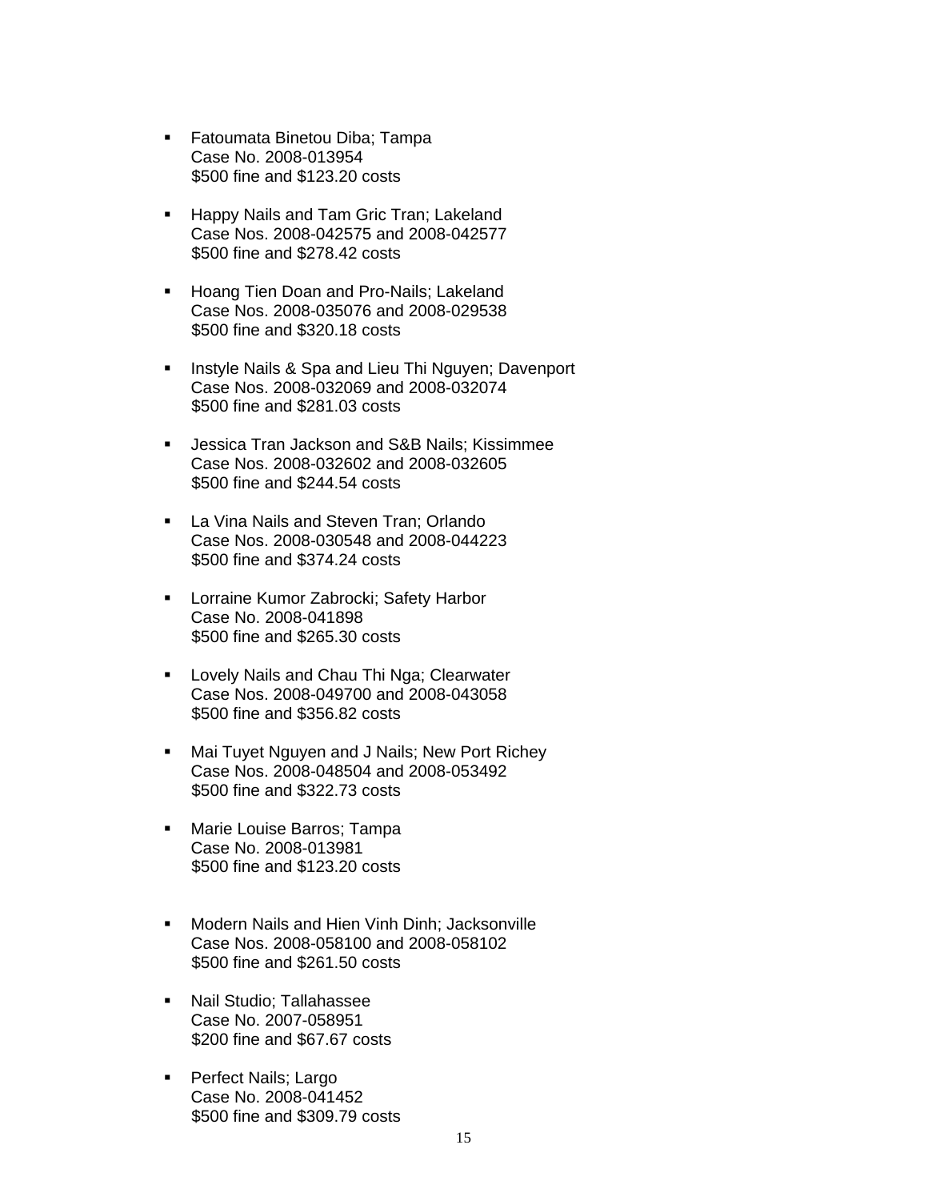- Fatoumata Binetou Diba; Tampa
  Case No. 2008-013954
  $500 fine and $123.20 costs

- Happy Nails and Tam Gric Tran; Lakeland
  Case Nos. 2008-042575 and 2008-042577
  $500 fine and $278.42 costs

- Hoang Tien Doan and Pro-Nails; Lakeland
  Case Nos. 2008-035076 and 2008-029538
  $500 fine and $320.18 costs

- Instyle Nails & Spa and Lieu Thi Nguyen; Davenport
  Case Nos. 2008-032069 and 2008-032074
  $500 fine and $281.03 costs

- Jessica Tran Jackson and S&B Nails; Kissimmee
  Case Nos. 2008-032602 and 2008-032605
  $500 fine and $244.54 costs

- La Vina Nails and Steven Tran; Orlando
  Case Nos. 2008-030548 and 2008-044223
  $500 fine and $374.24 costs

- Lorraine Kumor Zabrocki; Safety Harbor
  Case No. 2008-041898
  $500 fine and $265.30 costs

- Lovely Nails and Chau Thi Nga; Clearwater
  Case Nos. 2008-049700 and 2008-043058
  $500 fine and $356.82 costs

- Mai Tuyet Nguyen and J Nails; New Port Richey
  Case Nos. 2008-048504 and 2008-053492
  $500 fine and $322.73 costs

- Marie Louise Barros; Tampa
  Case No. 2008-013981
  $500 fine and $123.20 costs

- Modern Nails and Hien Vinh Dinh; Jacksonville
  Case Nos. 2008-058100 and 2008-058102
  $500 fine and $261.50 costs

- Nail Studio; Tallahassee
  Case No. 2007-058951
  $200 fine and $67.67 costs

- Perfect Nails; Largo
  Case No. 2008-041452
  $500 fine and $309.79 costs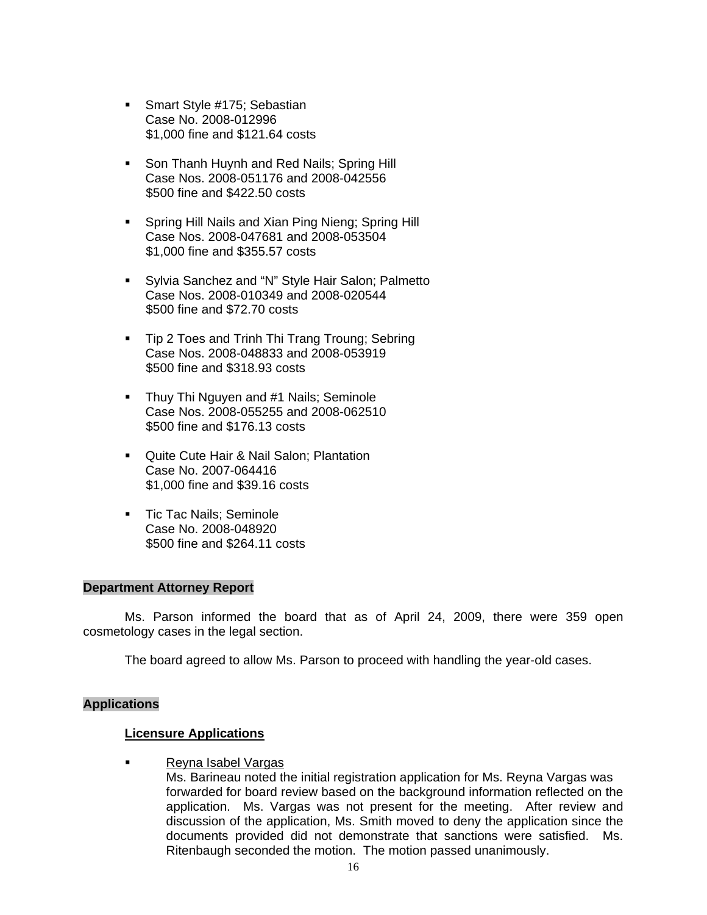- Smart Style #175; Sebastian
  Case No. 2008-012996
  $1,000 fine and $121.64 costs

- Son Thanh Huynh and Red Nails; Spring Hill
  Case Nos. 2008-051176 and 2008-042556
  $500 fine and $422.50 costs

- Spring Hill Nails and Xian Ping Nieng; Spring Hill
  Case Nos. 2008-047681 and 2008-053504
  $1,000 fine and $355.57 costs

- Sylvia Sanchez and "N" Style Hair Salon; Palmetto
  Case Nos. 2008-010349 and 2008-020544
  $500 fine and $72.70 costs

- Tip 2 Toes and Trinh Thi Trang Troung; Sebring
  Case Nos. 2008-048833 and 2008-053919
  $500 fine and $318.93 costs

- Thuy Thi Nguyen and #1 Nails; Seminole
  Case Nos. 2008-055255 and 2008-062510
  $500 fine and $176.13 costs

- Quite Cute Hair & Nail Salon; Plantation
  Case No. 2007-064416
  $1,000 fine and $39.16 costs

- Tic Tac Nails; Seminole
  Case No. 2008-048920
  $500 fine and $264.11 costs

## Department Attorney Report

Ms. Parson informed the board that as of April 24, 2009, there were 359 open cosmetology cases in the legal section.

The board agreed to allow Ms. Parson to proceed with handling the year-old cases.

## Applications

### Licensure Applications

- Reyna Isabel Vargas
  Ms. Barineau noted the initial registration application for Ms. Reyna Vargas was forwarded for board review based on the background information reflected on the application. Ms. Vargas was not present for the meeting. After review and discussion of the application, Ms. Smith moved to deny the application since the documents provided did not demonstrate that sanctions were satisfied. Ms. Ritenbaugh seconded the motion. The motion passed unanimously.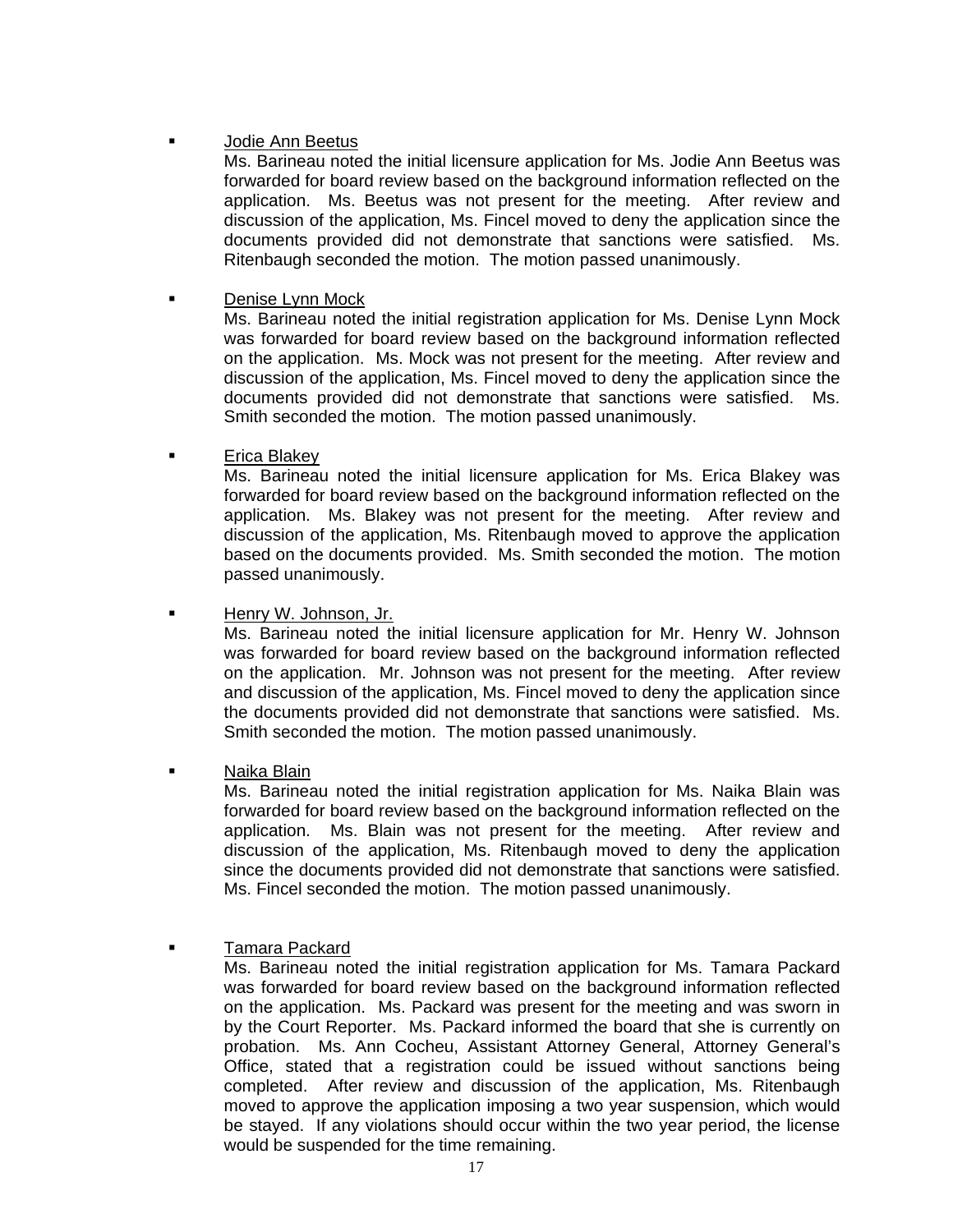- <u>Jodie Ann Beetus</u>
  Ms. Barineau noted the initial licensure application for Ms. Jodie Ann Beetus was forwarded for board review based on the background information reflected on the application. Ms. Beetus was not present for the meeting. After review and discussion of the application, Ms. Fincel moved to deny the application since the documents provided did not demonstrate that sanctions were satisfied. Ms. Ritenbaugh seconded the motion. The motion passed unanimously.

- <u>Denise Lynn Mock</u>
  Ms. Barineau noted the initial registration application for Ms. Denise Lynn Mock was forwarded for board review based on the background information reflected on the application. Ms. Mock was not present for the meeting. After review and discussion of the application, Ms. Fincel moved to deny the application since the documents provided did not demonstrate that sanctions were satisfied. Ms. Smith seconded the motion. The motion passed unanimously.

- <u>Erica Blakey</u>
  Ms. Barineau noted the initial licensure application for Ms. Erica Blakey was forwarded for board review based on the background information reflected on the application. Ms. Blakey was not present for the meeting. After review and discussion of the application, Ms. Ritenbaugh moved to approve the application based on the documents provided. Ms. Smith seconded the motion. The motion passed unanimously.

- <u>Henry W. Johnson, Jr.</u>
  Ms. Barineau noted the initial licensure application for Mr. Henry W. Johnson was forwarded for board review based on the background information reflected on the application. Mr. Johnson was not present for the meeting. After review and discussion of the application, Ms. Fincel moved to deny the application since the documents provided did not demonstrate that sanctions were satisfied. Ms. Smith seconded the motion. The motion passed unanimously.

- <u>Naika Blain</u>
  Ms. Barineau noted the initial registration application for Ms. Naika Blain was forwarded for board review based on the background information reflected on the application. Ms. Blain was not present for the meeting. After review and discussion of the application, Ms. Ritenbaugh moved to deny the application since the documents provided did not demonstrate that sanctions were satisfied. Ms. Fincel seconded the motion. The motion passed unanimously.

- <u>Tamara Packard</u>
  Ms. Barineau noted the initial registration application for Ms. Tamara Packard was forwarded for board review based on the background information reflected on the application. Ms. Packard was present for the meeting and was sworn in by the Court Reporter. Ms. Packard informed the board that she is currently on probation. Ms. Ann Cocheu, Assistant Attorney General, Attorney General's Office, stated that a registration could be issued without sanctions being completed. After review and discussion of the application, Ms. Ritenbaugh moved to approve the application imposing a two year suspension, which would be stayed. If any violations should occur within the two year period, the license would be suspended for the time remaining.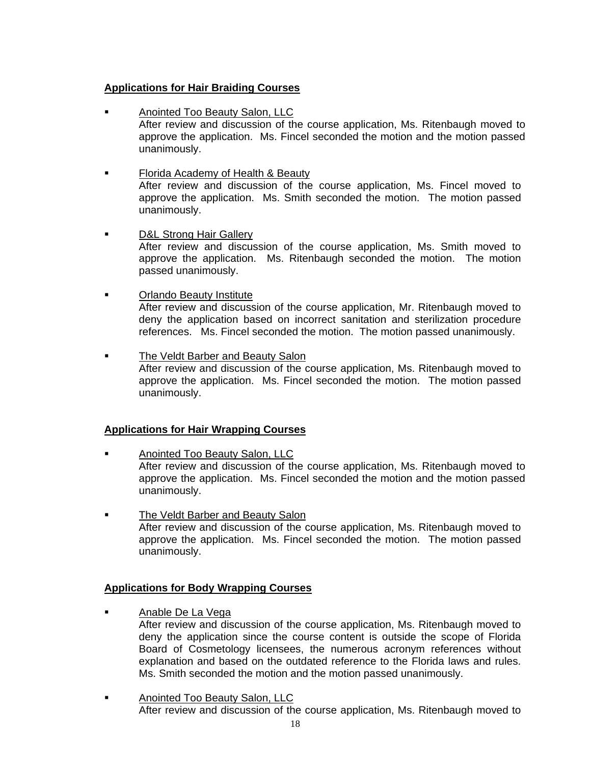**Applications for Hair Braiding Courses**

- Anointed Too Beauty Salon, LLC
  After review and discussion of the course application, Ms. Ritenbaugh moved to approve the application. Ms. Fincel seconded the motion and the motion passed unanimously.

- Florida Academy of Health & Beauty
  After review and discussion of the course application, Ms. Fincel moved to approve the application. Ms. Smith seconded the motion. The motion passed unanimously.

- D&L Strong Hair Gallery
  After review and discussion of the course application, Ms. Smith moved to approve the application. Ms. Ritenbaugh seconded the motion. The motion passed unanimously.

- Orlando Beauty Institute
  After review and discussion of the course application, Mr. Ritenbaugh moved to deny the application based on incorrect sanitation and sterilization procedure references. Ms. Fincel seconded the motion. The motion passed unanimously.

- The Veldt Barber and Beauty Salon
  After review and discussion of the course application, Ms. Ritenbaugh moved to approve the application. Ms. Fincel seconded the motion. The motion passed unanimously.

**Applications for Hair Wrapping Courses**

- Anointed Too Beauty Salon, LLC
  After review and discussion of the course application, Ms. Ritenbaugh moved to approve the application. Ms. Fincel seconded the motion and the motion passed unanimously.

- The Veldt Barber and Beauty Salon
  After review and discussion of the course application, Ms. Ritenbaugh moved to approve the application. Ms. Fincel seconded the motion. The motion passed unanimously.

**Applications for Body Wrapping Courses**

- Anable De La Vega
  After review and discussion of the course application, Ms. Ritenbaugh moved to deny the application since the course content is outside the scope of Florida Board of Cosmetology licensees, the numerous acronym references without explanation and based on the outdated reference to the Florida laws and rules. Ms. Smith seconded the motion and the motion passed unanimously.

- Anointed Too Beauty Salon, LLC
  After review and discussion of the course application, Ms. Ritenbaugh moved to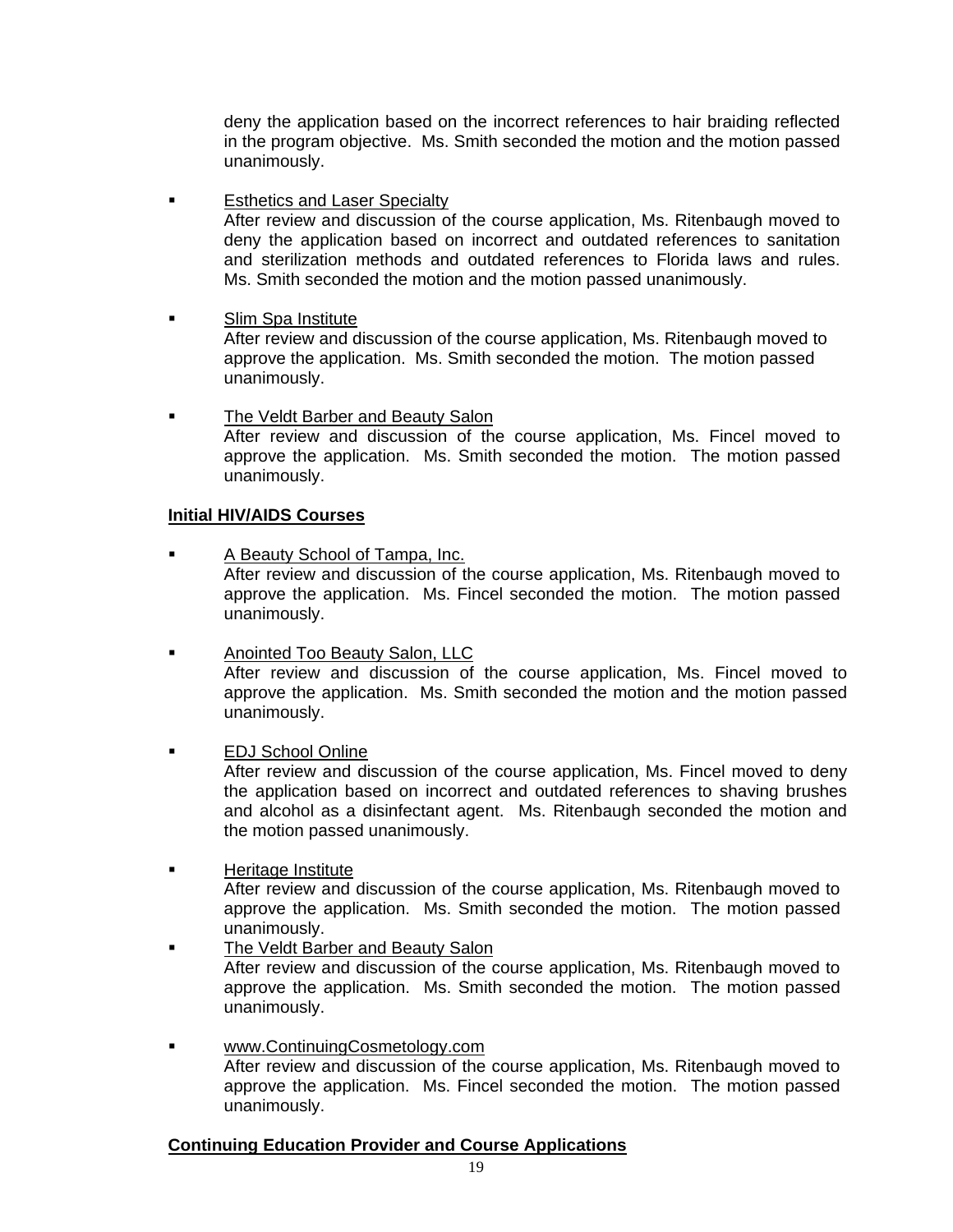deny the application based on the incorrect references to hair braiding reflected in the program objective. Ms. Smith seconded the motion and the motion passed unanimously.

- <u>Esthetics and Laser Specialty</u>
  After review and discussion of the course application, Ms. Ritenbaugh moved to deny the application based on incorrect and outdated references to sanitation and sterilization methods and outdated references to Florida laws and rules. Ms. Smith seconded the motion and the motion passed unanimously.

- <u>Slim Spa Institute</u>
  After review and discussion of the course application, Ms. Ritenbaugh moved to approve the application. Ms. Smith seconded the motion. The motion passed unanimously.

- <u>The Veldt Barber and Beauty Salon</u>
  After review and discussion of the course application, Ms. Fincel moved to approve the application. Ms. Smith seconded the motion. The motion passed unanimously.

**<u>Initial HIV/AIDS Courses</u>**

- <u>A Beauty School of Tampa, Inc.</u>
  After review and discussion of the course application, Ms. Ritenbaugh moved to approve the application. Ms. Fincel seconded the motion. The motion passed unanimously.

- <u>Anointed Too Beauty Salon, LLC</u>
  After review and discussion of the course application, Ms. Fincel moved to approve the application. Ms. Smith seconded the motion and the motion passed unanimously.

- <u>EDJ School Online</u>
  After review and discussion of the course application, Ms. Fincel moved to deny the application based on incorrect and outdated references to shaving brushes and alcohol as a disinfectant agent. Ms. Ritenbaugh seconded the motion and the motion passed unanimously.

- <u>Heritage Institute</u>
  After review and discussion of the course application, Ms. Ritenbaugh moved to approve the application. Ms. Smith seconded the motion. The motion passed unanimously.

- <u>The Veldt Barber and Beauty Salon</u>
  After review and discussion of the course application, Ms. Ritenbaugh moved to approve the application. Ms. Smith seconded the motion. The motion passed unanimously.

- <u>www.ContinuingCosmetology.com</u>
  After review and discussion of the course application, Ms. Ritenbaugh moved to approve the application. Ms. Fincel seconded the motion. The motion passed unanimously.

**<u>Continuing Education Provider and Course Applications</u>**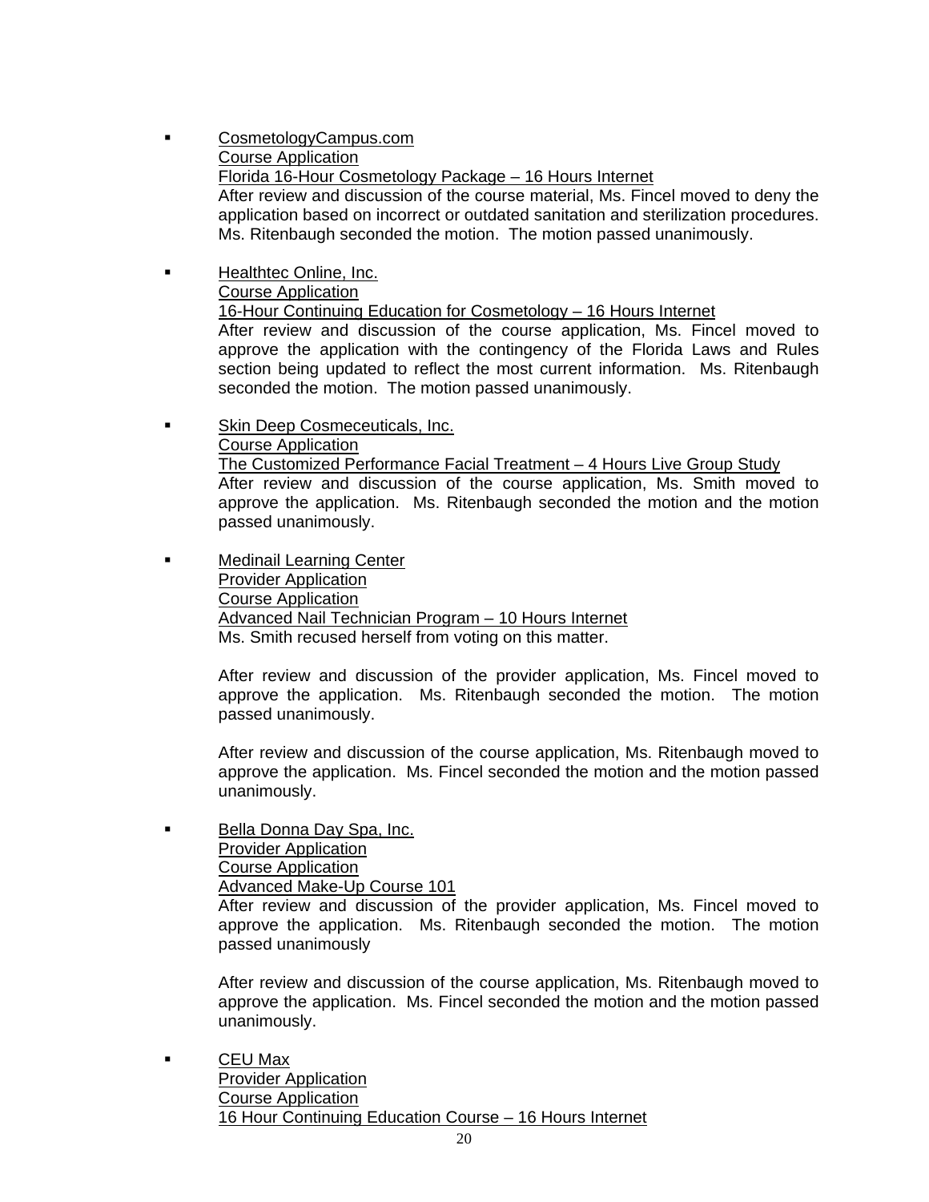- CosmetologyCampus.com
  Course Application
  Florida 16-Hour Cosmetology Package – 16 Hours Internet
  After review and discussion of the course material, Ms. Fincel moved to deny the application based on incorrect or outdated sanitation and sterilization procedures. Ms. Ritenbaugh seconded the motion. The motion passed unanimously.

- Healthtec Online, Inc.
  Course Application
  16-Hour Continuing Education for Cosmetology – 16 Hours Internet
  After review and discussion of the course application, Ms. Fincel moved to approve the application with the contingency of the Florida Laws and Rules section being updated to reflect the most current information. Ms. Ritenbaugh seconded the motion. The motion passed unanimously.

- Skin Deep Cosmeceuticals, Inc.
  Course Application
  The Customized Performance Facial Treatment – 4 Hours Live Group Study
  After review and discussion of the course application, Ms. Smith moved to approve the application. Ms. Ritenbaugh seconded the motion and the motion passed unanimously.

- Medinail Learning Center
  Provider Application
  Course Application
  Advanced Nail Technician Program – 10 Hours Internet
  Ms. Smith recused herself from voting on this matter.

  After review and discussion of the provider application, Ms. Fincel moved to approve the application. Ms. Ritenbaugh seconded the motion. The motion passed unanimously.

  After review and discussion of the course application, Ms. Ritenbaugh moved to approve the application. Ms. Fincel seconded the motion and the motion passed unanimously.

- Bella Donna Day Spa, Inc.
  Provider Application
  Course Application
  Advanced Make-Up Course 101
  After review and discussion of the provider application, Ms. Fincel moved to approve the application. Ms. Ritenbaugh seconded the motion. The motion passed unanimously

  After review and discussion of the course application, Ms. Ritenbaugh moved to approve the application. Ms. Fincel seconded the motion and the motion passed unanimously.

- CEU Max
  Provider Application
  Course Application
  16 Hour Continuing Education Course – 16 Hours Internet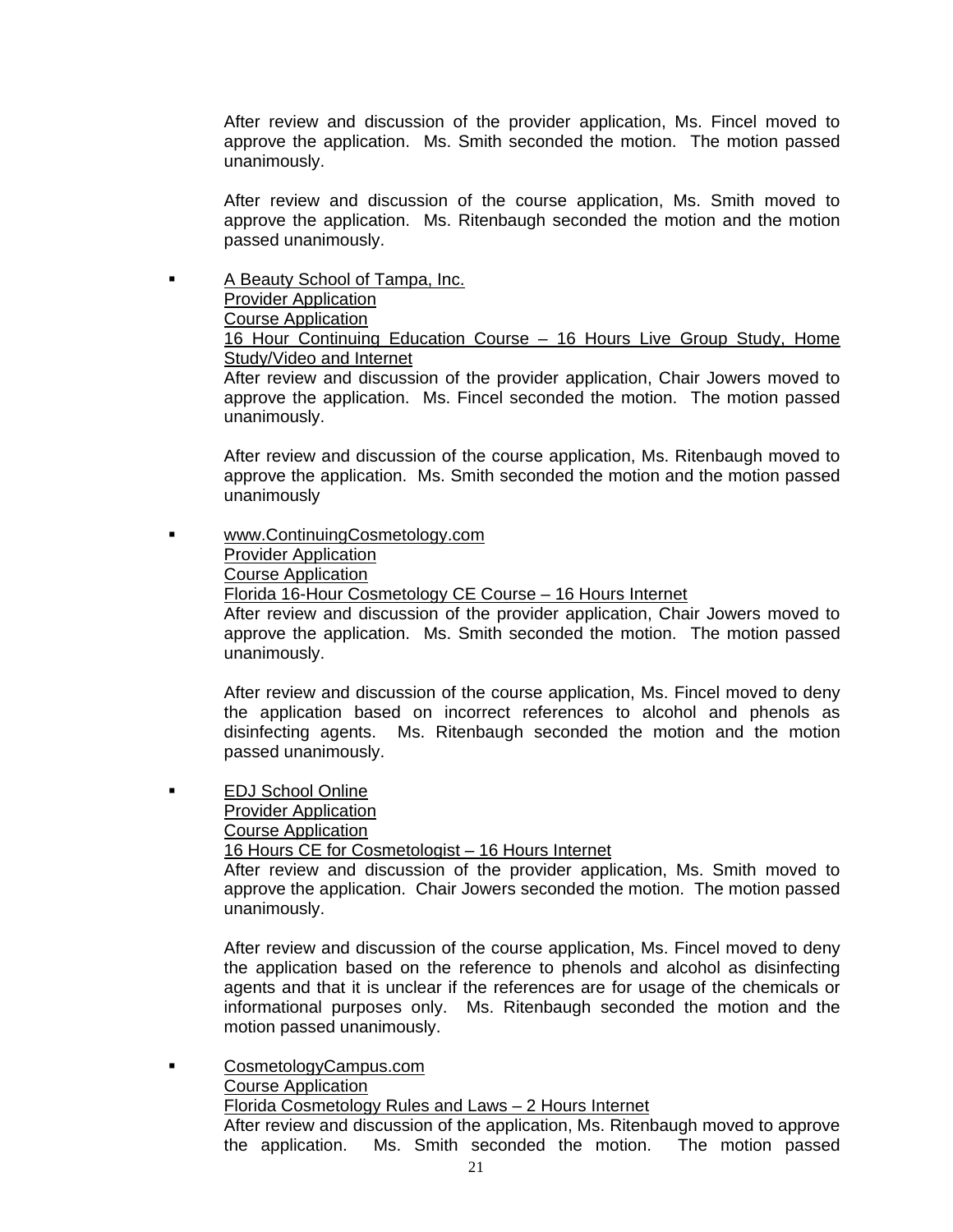After review and discussion of the provider application, Ms. Fincel moved to approve the application. Ms. Smith seconded the motion. The motion passed unanimously.

After review and discussion of the course application, Ms. Smith moved to approve the application. Ms. Ritenbaugh seconded the motion and the motion passed unanimously.

- <u>A Beauty School of Tampa, Inc.</u>
  <u>Provider Application</u>
  <u>Course Application</u>
  <u>16 Hour Continuing Education Course – 16 Hours Live Group Study, Home Study/Video and Internet</u>
  After review and discussion of the provider application, Chair Jowers moved to approve the application. Ms. Fincel seconded the motion. The motion passed unanimously.

  After review and discussion of the course application, Ms. Ritenbaugh moved to approve the application. Ms. Smith seconded the motion and the motion passed unanimously

- <u>www.ContinuingCosmetology.com</u>
  <u>Provider Application</u>
  <u>Course Application</u>
  <u>Florida 16-Hour Cosmetology CE Course – 16 Hours Internet</u>
  After review and discussion of the provider application, Chair Jowers moved to approve the application. Ms. Smith seconded the motion. The motion passed unanimously.

  After review and discussion of the course application, Ms. Fincel moved to deny the application based on incorrect references to alcohol and phenols as disinfecting agents. Ms. Ritenbaugh seconded the motion and the motion passed unanimously.

- <u>EDJ School Online</u>
  <u>Provider Application</u>
  <u>Course Application</u>
  <u>16 Hours CE for Cosmetologist – 16 Hours Internet</u>
  After review and discussion of the provider application, Ms. Smith moved to approve the application. Chair Jowers seconded the motion. The motion passed unanimously.

  After review and discussion of the course application, Ms. Fincel moved to deny the application based on the reference to phenols and alcohol as disinfecting agents and that it is unclear if the references are for usage of the chemicals or informational purposes only. Ms. Ritenbaugh seconded the motion and the motion passed unanimously.

- <u>CosmetologyCampus.com</u>
  <u>Course Application</u>
  <u>Florida Cosmetology Rules and Laws – 2 Hours Internet</u>
  After review and discussion of the application, Ms. Ritenbaugh moved to approve the application. Ms. Smith seconded the motion. The motion passed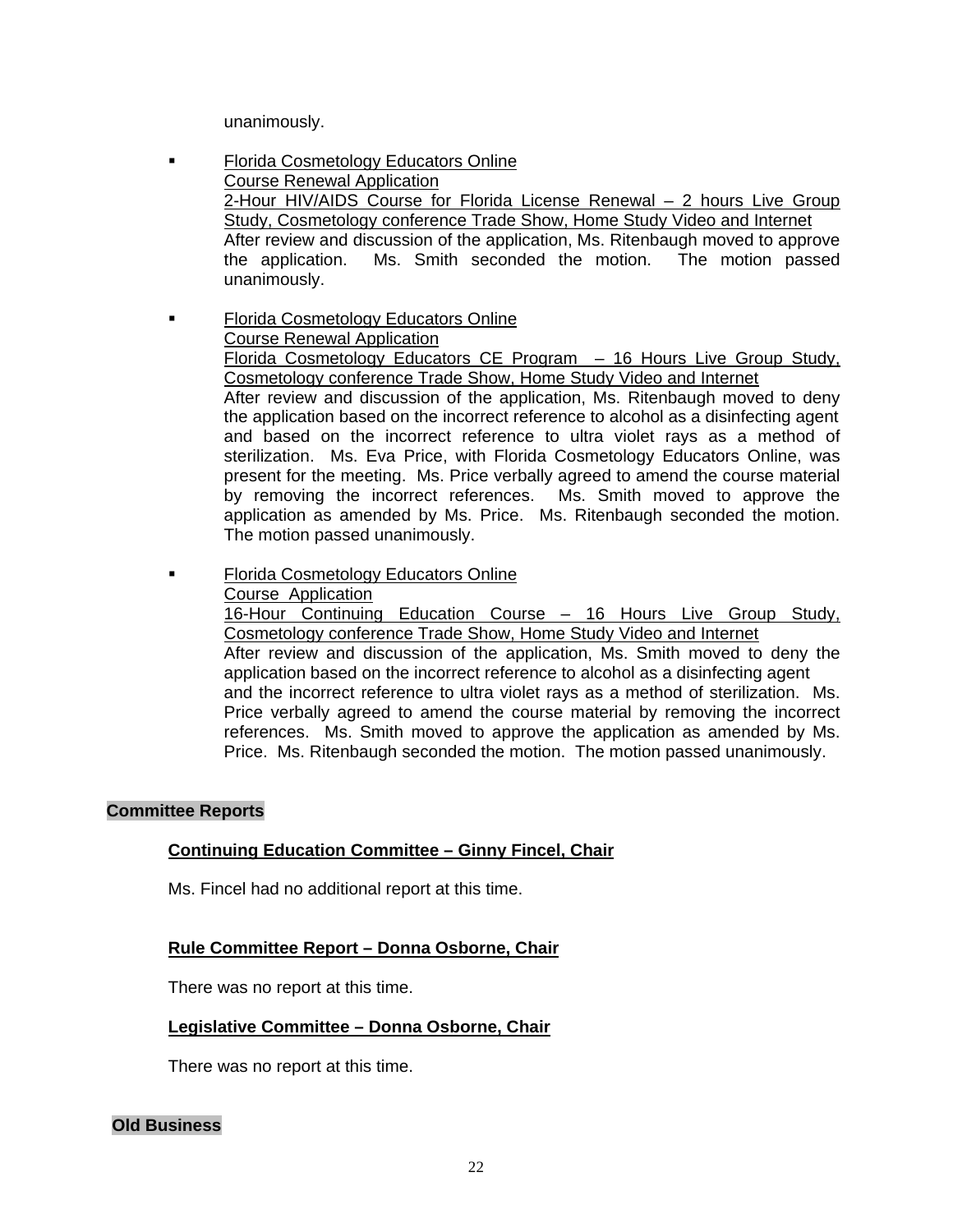unanimously.

- Florida Cosmetology Educators Online
  Course Renewal Application
  2-Hour HIV/AIDS Course for Florida License Renewal – 2 hours Live Group Study, Cosmetology conference Trade Show, Home Study Video and Internet
  After review and discussion of the application, Ms. Ritenbaugh moved to approve the application. Ms. Smith seconded the motion. The motion passed unanimously.

- Florida Cosmetology Educators Online
  Course Renewal Application
  Florida Cosmetology Educators CE Program – 16 Hours Live Group Study, Cosmetology conference Trade Show, Home Study Video and Internet
  After review and discussion of the application, Ms. Ritenbaugh moved to deny the application based on the incorrect reference to alcohol as a disinfecting agent and based on the incorrect reference to ultra violet rays as a method of sterilization. Ms. Eva Price, with Florida Cosmetology Educators Online, was present for the meeting. Ms. Price verbally agreed to amend the course material by removing the incorrect references. Ms. Smith moved to approve the application as amended by Ms. Price. Ms. Ritenbaugh seconded the motion. The motion passed unanimously.

- Florida Cosmetology Educators Online
  Course Application
  16-Hour Continuing Education Course – 16 Hours Live Group Study, Cosmetology conference Trade Show, Home Study Video and Internet
  After review and discussion of the application, Ms. Smith moved to deny the application based on the incorrect reference to alcohol as a disinfecting agent and the incorrect reference to ultra violet rays as a method of sterilization. Ms. Price verbally agreed to amend the course material by removing the incorrect references. Ms. Smith moved to approve the application as amended by Ms. Price. Ms. Ritenbaugh seconded the motion. The motion passed unanimously.

## Committee Reports

**Continuing Education Committee – Ginny Fincel, Chair**

Ms. Fincel had no additional report at this time.

**Rule Committee Report – Donna Osborne, Chair**

There was no report at this time.

**Legislative Committee – Donna Osborne, Chair**

There was no report at this time.

## Old Business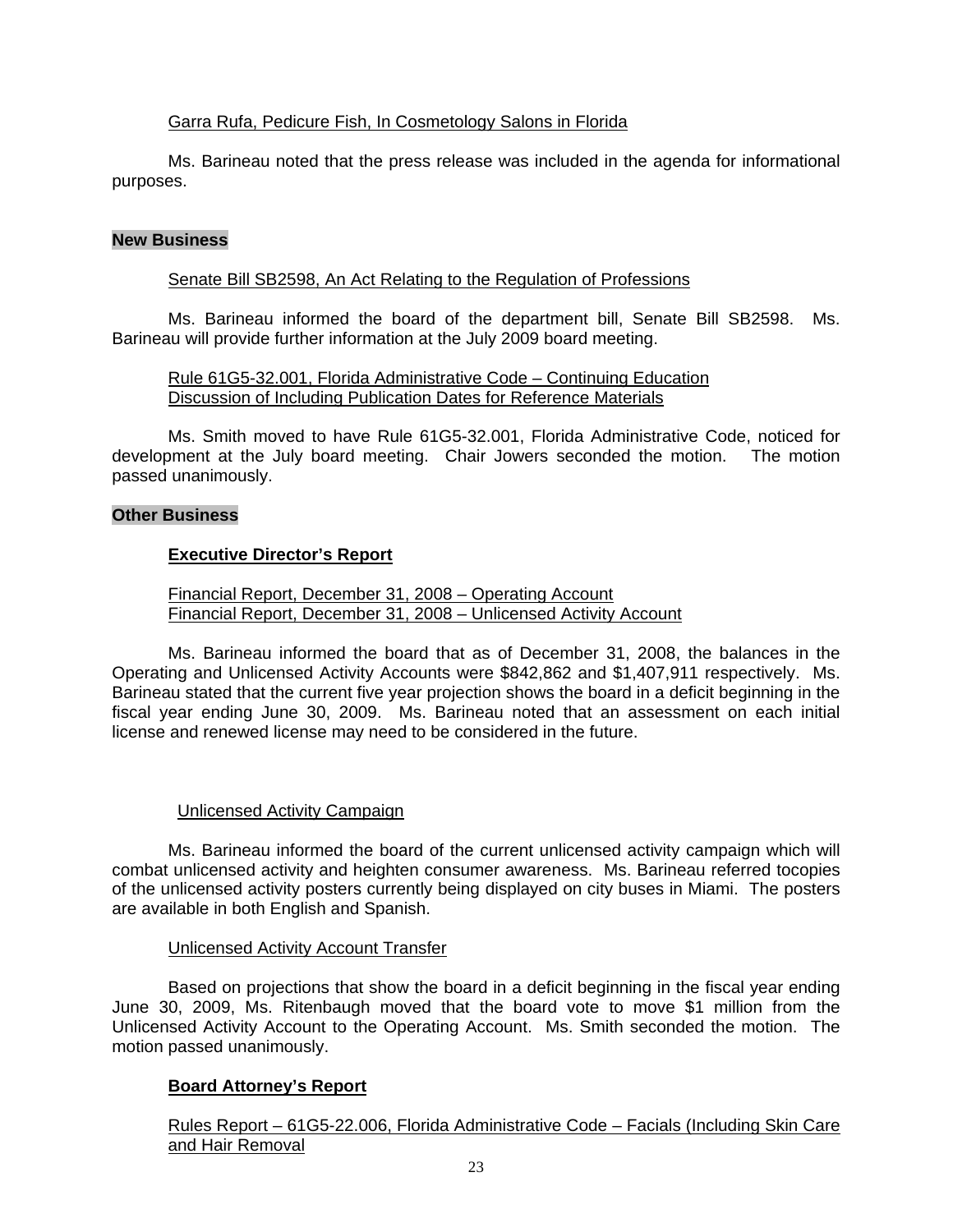Garra Rufa, Pedicure Fish, In Cosmetology Salons in Florida

Ms. Barineau noted that the press release was included in the agenda for informational purposes.

## New Business

Senate Bill SB2598, An Act Relating to the Regulation of Professions

Ms. Barineau informed the board of the department bill, Senate Bill SB2598. Ms. Barineau will provide further information at the July 2009 board meeting.

Rule 61G5-32.001, Florida Administrative Code – Continuing Education
Discussion of Including Publication Dates for Reference Materials

Ms. Smith moved to have Rule 61G5-32.001, Florida Administrative Code, noticed for development at the July board meeting. Chair Jowers seconded the motion. The motion passed unanimously.

## Other Business

### Executive Director's Report

Financial Report, December 31, 2008 – Operating Account
Financial Report, December 31, 2008 – Unlicensed Activity Account

Ms. Barineau informed the board that as of December 31, 2008, the balances in the Operating and Unlicensed Activity Accounts were $842,862 and $1,407,911 respectively. Ms. Barineau stated that the current five year projection shows the board in a deficit beginning in the fiscal year ending June 30, 2009. Ms. Barineau noted that an assessment on each initial license and renewed license may need to be considered in the future.

Unlicensed Activity Campaign

Ms. Barineau informed the board of the current unlicensed activity campaign which will combat unlicensed activity and heighten consumer awareness. Ms. Barineau referred tocopies of the unlicensed activity posters currently being displayed on city buses in Miami. The posters are available in both English and Spanish.

Unlicensed Activity Account Transfer

Based on projections that show the board in a deficit beginning in the fiscal year ending June 30, 2009, Ms. Ritenbaugh moved that the board vote to move $1 million from the Unlicensed Activity Account to the Operating Account. Ms. Smith seconded the motion. The motion passed unanimously.

### Board Attorney's Report

Rules Report – 61G5-22.006, Florida Administrative Code – Facials (Including Skin Care and Hair Removal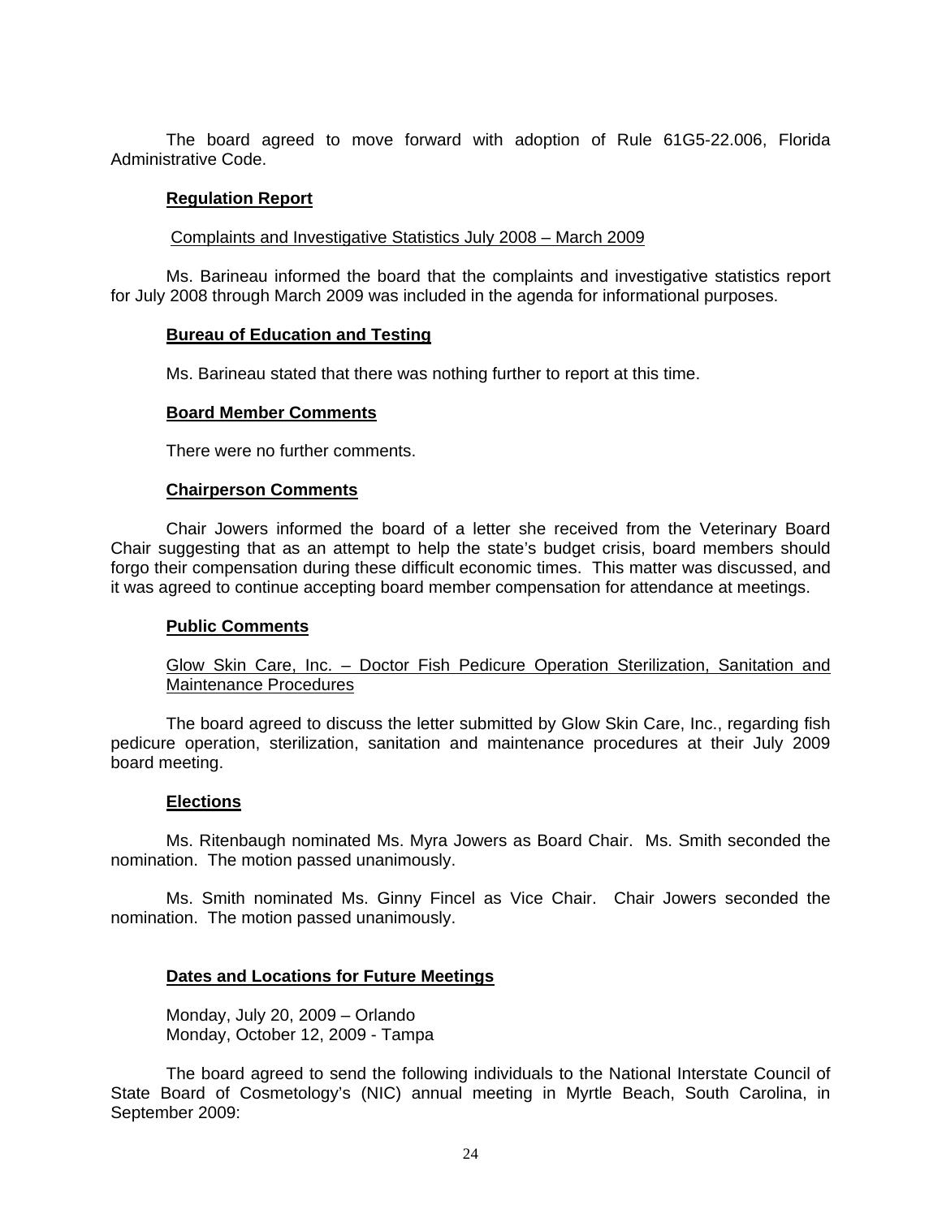The board agreed to move forward with adoption of Rule 61G5-22.006, Florida Administrative Code.

## Regulation Report

Complaints and Investigative Statistics July 2008 – March 2009

Ms. Barineau informed the board that the complaints and investigative statistics report for July 2008 through March 2009 was included in the agenda for informational purposes.

## Bureau of Education and Testing

Ms. Barineau stated that there was nothing further to report at this time.

## Board Member Comments

There were no further comments.

## Chairperson Comments

Chair Jowers informed the board of a letter she received from the Veterinary Board Chair suggesting that as an attempt to help the state's budget crisis, board members should forgo their compensation during these difficult economic times. This matter was discussed, and it was agreed to continue accepting board member compensation for attendance at meetings.

## Public Comments

Glow Skin Care, Inc. – Doctor Fish Pedicure Operation Sterilization, Sanitation and Maintenance Procedures

The board agreed to discuss the letter submitted by Glow Skin Care, Inc., regarding fish pedicure operation, sterilization, sanitation and maintenance procedures at their July 2009 board meeting.

## Elections

Ms. Ritenbaugh nominated Ms. Myra Jowers as Board Chair. Ms. Smith seconded the nomination. The motion passed unanimously.

Ms. Smith nominated Ms. Ginny Fincel as Vice Chair. Chair Jowers seconded the nomination. The motion passed unanimously.

## Dates and Locations for Future Meetings

Monday, July 20, 2009 – Orlando
Monday, October 12, 2009 - Tampa

The board agreed to send the following individuals to the National Interstate Council of State Board of Cosmetology's (NIC) annual meeting in Myrtle Beach, South Carolina, in September 2009: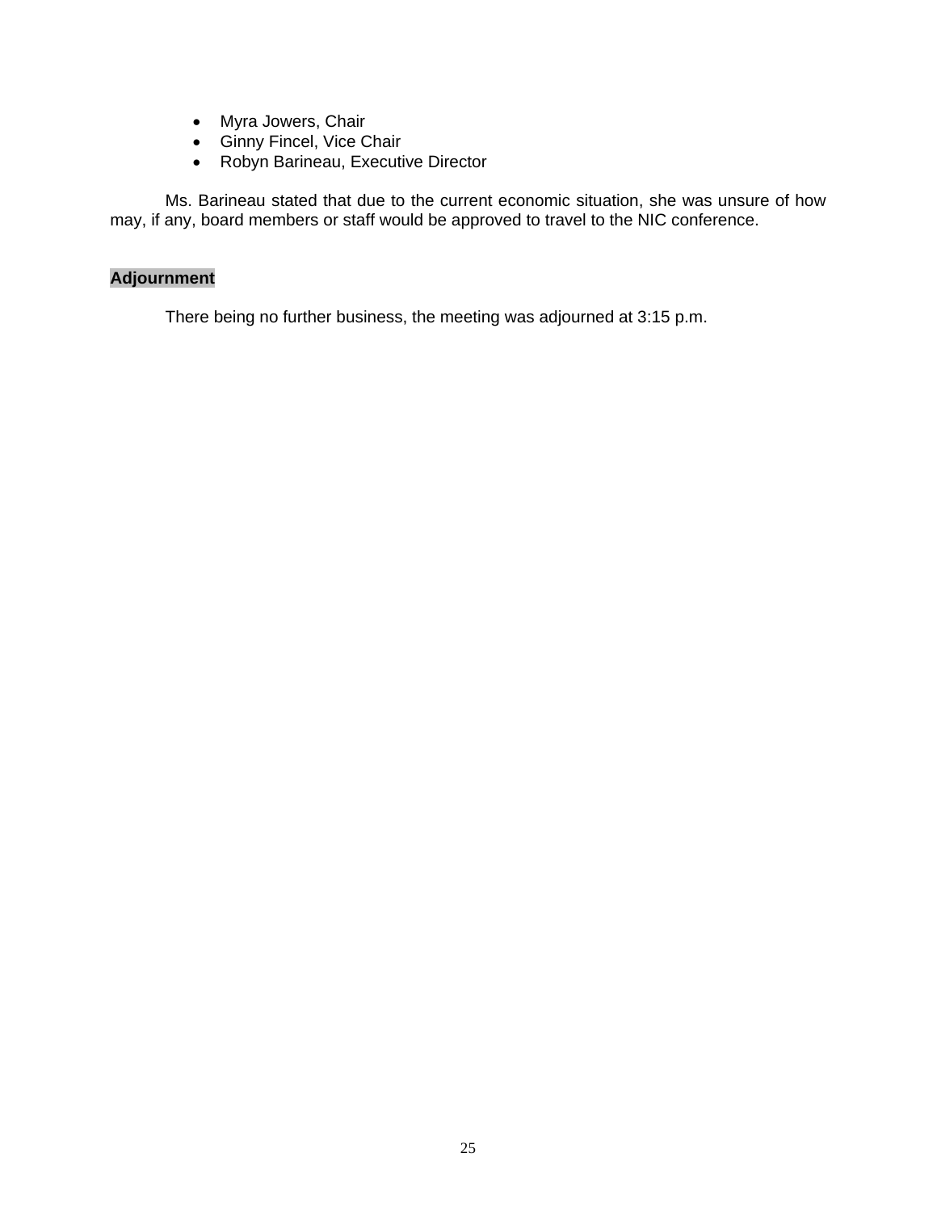- Myra Jowers, Chair
- Ginny Fincel, Vice Chair
- Robyn Barineau, Executive Director

Ms. Barineau stated that due to the current economic situation, she was unsure of how may, if any, board members or staff would be approved to travel to the NIC conference.

**Adjournment**

There being no further business, the meeting was adjourned at 3:15 p.m.